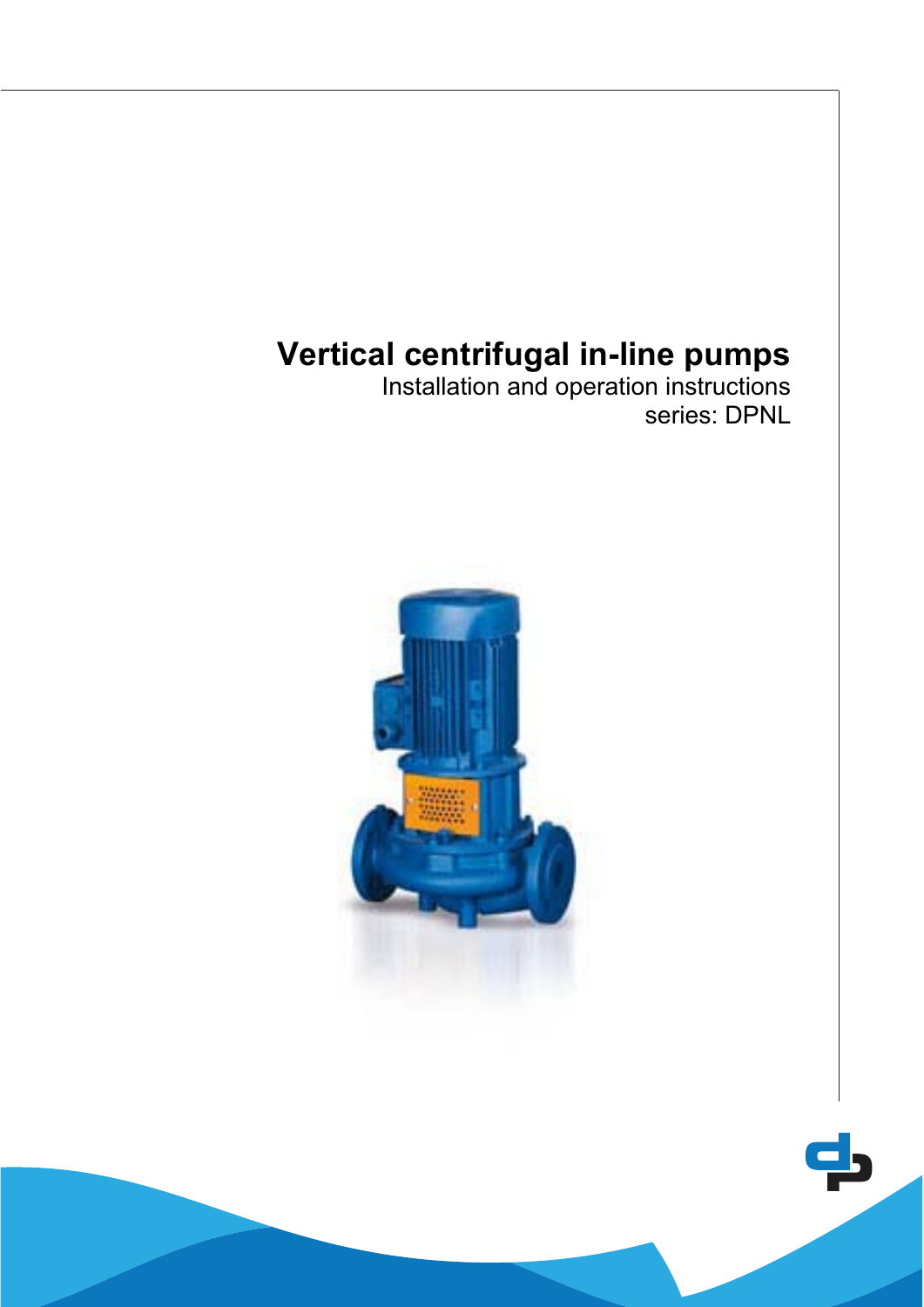# Vertical centrifugal in-line pumps

Installation and operation instructions

series: DPNL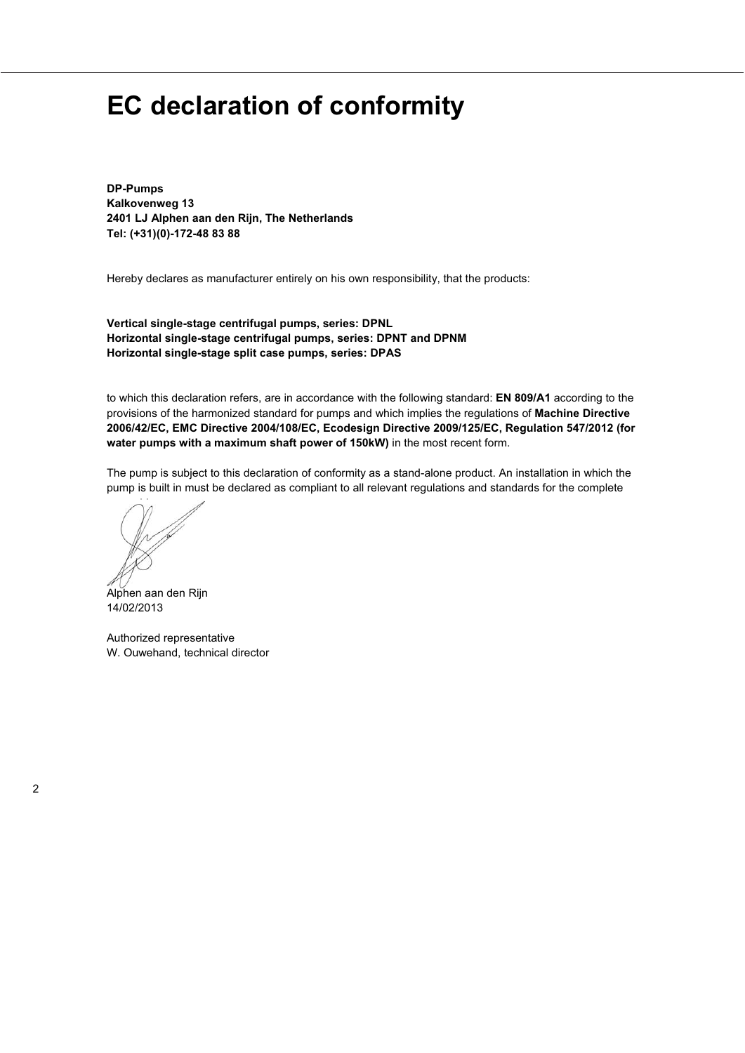# EC declaration of conformity

**DP-Pumps**
**Kalkovenweg 13**
**2401 LJ Alphen aan den Rijn, The Netherlands**
**Tel: (+31)(0)-172-48 83 88**

Hereby declares as manufacturer entirely on his own responsibility, that the products:

**Vertical single-stage centrifugal pumps, series: DPNL**
**Horizontal single-stage centrifugal pumps, series: DPNT and DPNM**
**Horizontal single-stage split case pumps, series: DPAS**

to which this declaration refers, are in accordance with the following standard: **EN 809/A1** according to the provisions of the harmonized standard for pumps and which implies the regulations of **Machine Directive 2006/42/EC, EMC Directive 2004/108/EC, Ecodesign Directive 2009/125/EC, Regulation 547/2012 (for water pumps with a maximum shaft power of 150kW)** in the most recent form.

The pump is subject to this declaration of conformity as a stand-alone product. An installation in which the pump is built in must be declared as compliant to all relevant regulations and standards for the complete

Alphen aan den Rijn
14/02/2013

Authorized representative
W. Ouwehand, technical director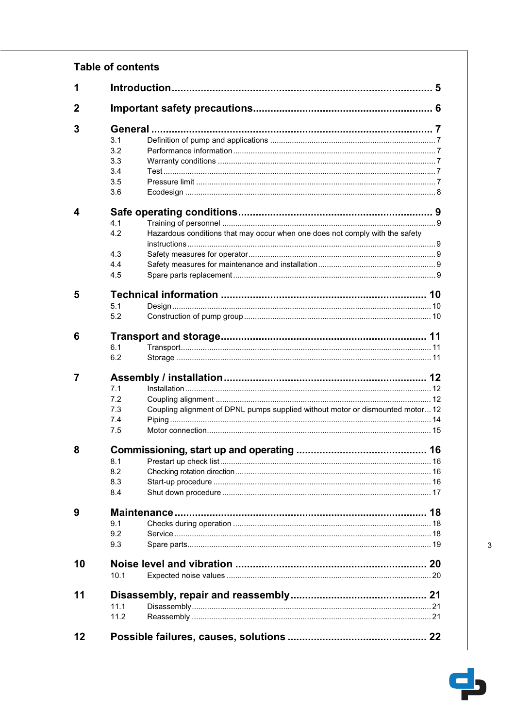# Table of contents

**1 Introduction** ........................................................................ **5**

**2 Important safety precautions** .......................................................... **6**

**3 General** ................................................................................ **7**

- 3.1 Definition of pump and applications ........................................... 7
- 3.2 Performance information ........................................................ 7
- 3.3 Warranty conditions ............................................................ 7
- 3.4 Test ........................................................................... 7
- 3.5 Pressure limit ................................................................. 7
- 3.6 Ecodesign ...................................................................... 8

**4 Safe operating conditions** .............................................................. **9**

- 4.1 Training of personnel .......................................................... 9
- 4.2 Hazardous conditions that may occur when one does not comply with the safety instructions ................................................................ 9
- 4.3 Safety measures for operator ................................................... 9
- 4.4 Safety measures for maintenance and installation ............................... 9
- 4.5 Spare parts replacement ........................................................ 9

**5 Technical information** .................................................................. **10**

- 5.1 Design ......................................................................... 10
- 5.2 Construction of pump group ..................................................... 10

**6 Transport and storage** .................................................................. **11**

- 6.1 Transport ...................................................................... 11
- 6.2 Storage ........................................................................ 11

**7 Assembly / installation** ................................................................ **12**

- 7.1 Installation ................................................................... 12
- 7.2 Coupling alignment ............................................................. 12
- 7.3 Coupling alignment of DPNL pumps supplied without motor or dismounted motor ... 12
- 7.4 Piping .......................................................................... 14
- 7.5 Motor connection ............................................................... 15

**8 Commissioning, start up and operating** ................................................. **16**

- 8.1 Prestart up check list ......................................................... 16
- 8.2 Checking rotation direction .................................................... 16
- 8.3 Start-up procedure ............................................................. 16
- 8.4 Shut down procedure ............................................................ 17

**9 Maintenance** ............................................................................ **18**

- 9.1 Checks during operation ........................................................ 18
- 9.2 Service ........................................................................ 18
- 9.3 Spare parts ..................................................................... 19

**10 Noise level and vibration** ............................................................. **20**

- 10.1 Expected noise values ......................................................... 20

**11 Disassembly, repair and reassembly** .................................................... **21**

- 11.1 Disassembly .................................................................... 21
- 11.2 Reassembly ..................................................................... 21

**12 Possible failures, causes, solutions** .................................................. **22**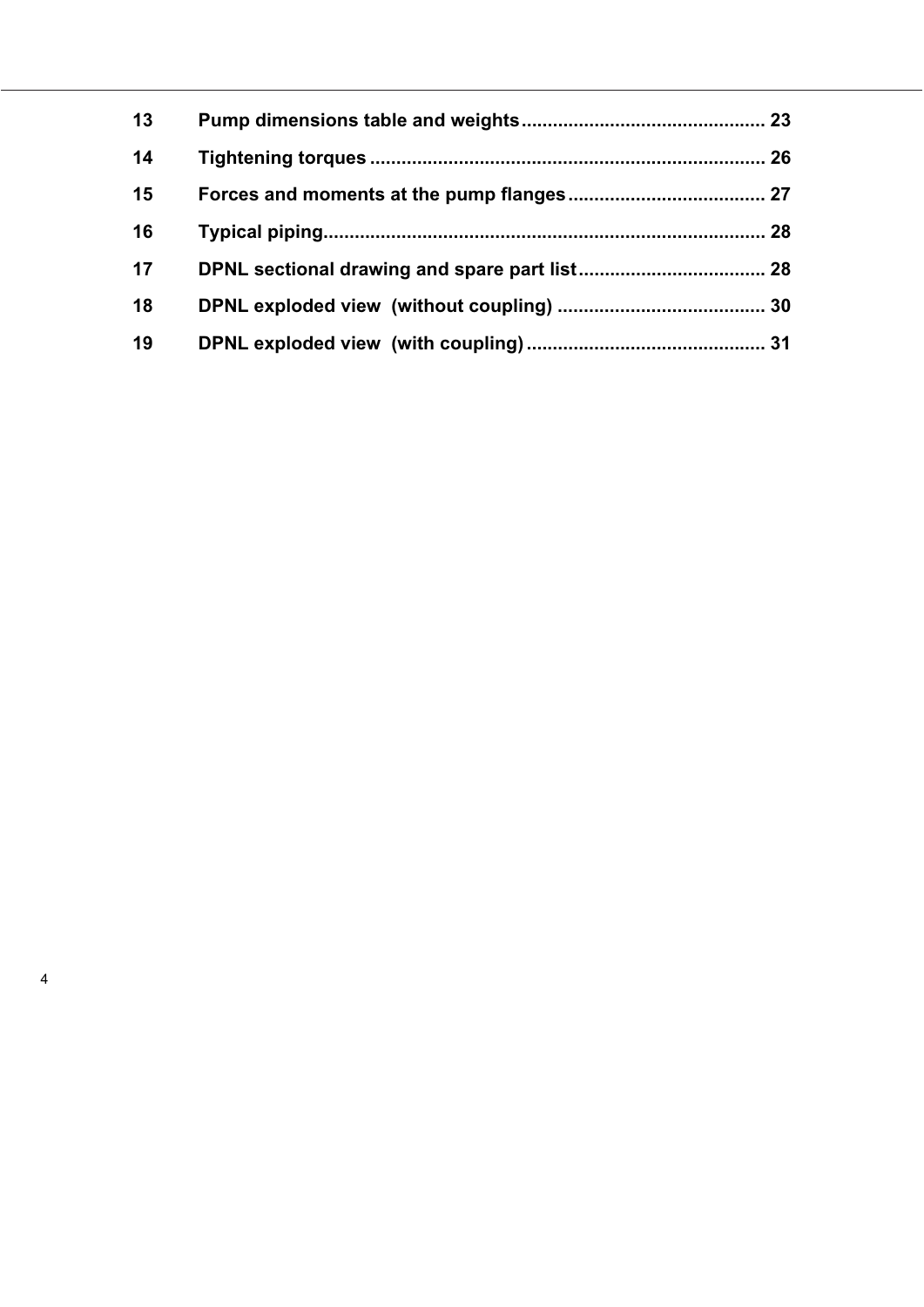| | | |
|---|---|---|
| **13** | **Pump dimensions table and weights** | **23** |
| **14** | **Tightening torques** | **26** |
| **15** | **Forces and moments at the pump flanges** | **27** |
| **16** | **Typical piping** | **28** |
| **17** | **DPNL sectional drawing and spare part list** | **28** |
| **18** | **DPNL exploded view  (without coupling)** | **30** |
| **19** | **DPNL exploded view  (with coupling)** | **31** |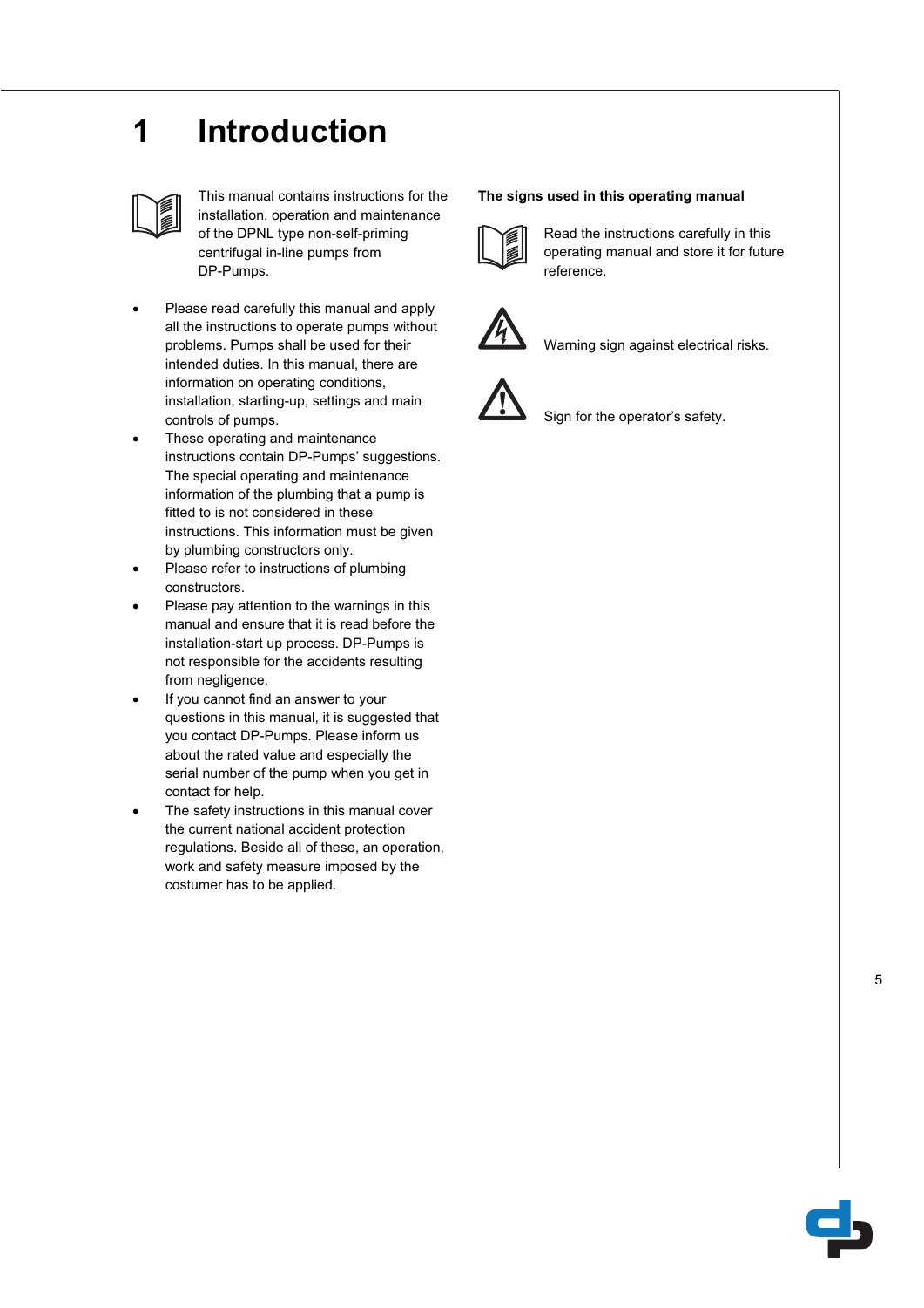# 1 Introduction

This manual contains instructions for the installation, operation and maintenance of the DPNL type non-self-priming centrifugal in-line pumps from DP-Pumps.

- Please read carefully this manual and apply all the instructions to operate pumps without problems. Pumps shall be used for their intended duties. In this manual, there are information on operating conditions, installation, starting-up, settings and main controls of pumps.
- These operating and maintenance instructions contain DP-Pumps' suggestions. The special operating and maintenance information of the plumbing that a pump is fitted to is not considered in these instructions. This information must be given by plumbing constructors only.
- Please refer to instructions of plumbing constructors.
- Please pay attention to the warnings in this manual and ensure that it is read before the installation-start up process. DP-Pumps is not responsible for the accidents resulting from negligence.
- If you cannot find an answer to your questions in this manual, it is suggested that you contact DP-Pumps. Please inform us about the rated value and especially the serial number of the pump when you get in contact for help.
- The safety instructions in this manual cover the current national accident protection regulations. Beside all of these, an operation, work and safety measure imposed by the costumer has to be applied.

**The signs used in this operating manual**

Read the instructions carefully in this operating manual and store it for future reference.

Warning sign against electrical risks.

Sign for the operator's safety.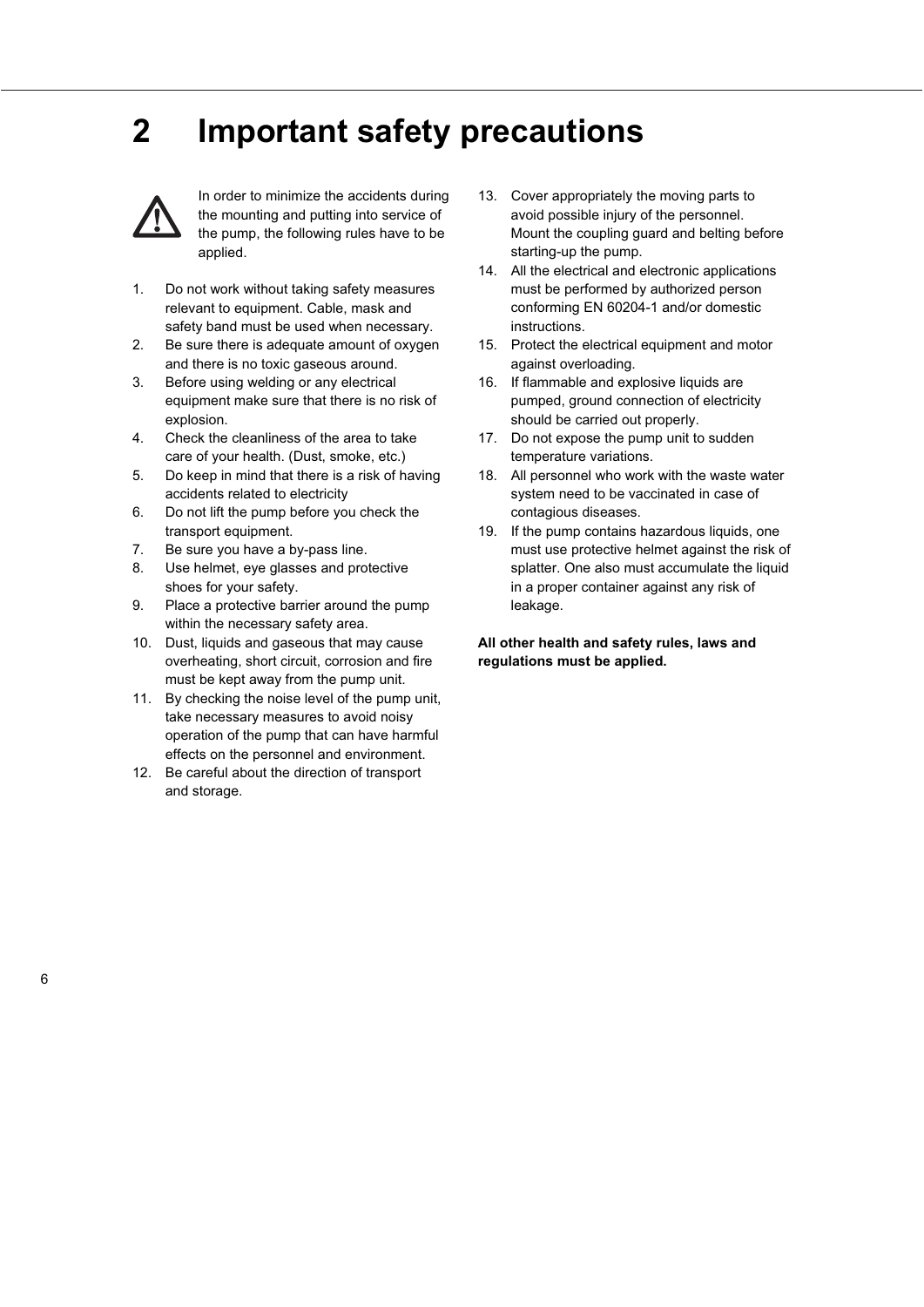# 2 Important safety precautions

In order to minimize the accidents during the mounting and putting into service of the pump, the following rules have to be applied.

1. Do not work without taking safety measures relevant to equipment. Cable, mask and safety band must be used when necessary.
2. Be sure there is adequate amount of oxygen and there is no toxic gaseous around.
3. Before using welding or any electrical equipment make sure that there is no risk of explosion.
4. Check the cleanliness of the area to take care of your health. (Dust, smoke, etc.)
5. Do keep in mind that there is a risk of having accidents related to electricity
6. Do not lift the pump before you check the transport equipment.
7. Be sure you have a by-pass line.
8. Use helmet, eye glasses and protective shoes for your safety.
9. Place a protective barrier around the pump within the necessary safety area.
10. Dust, liquids and gaseous that may cause overheating, short circuit, corrosion and fire must be kept away from the pump unit.
11. By checking the noise level of the pump unit, take necessary measures to avoid noisy operation of the pump that can have harmful effects on the personnel and environment.
12. Be careful about the direction of transport and storage.
13. Cover appropriately the moving parts to avoid possible injury of the personnel. Mount the coupling guard and belting before starting-up the pump.
14. All the electrical and electronic applications must be performed by authorized person conforming EN 60204-1 and/or domestic instructions.
15. Protect the electrical equipment and motor against overloading.
16. If flammable and explosive liquids are pumped, ground connection of electricity should be carried out properly.
17. Do not expose the pump unit to sudden temperature variations.
18. All personnel who work with the waste water system need to be vaccinated in case of contagious diseases.
19. If the pump contains hazardous liquids, one must use protective helmet against the risk of splatter. One also must accumulate the liquid in a proper container against any risk of leakage.

**All other health and safety rules, laws and regulations must be applied.**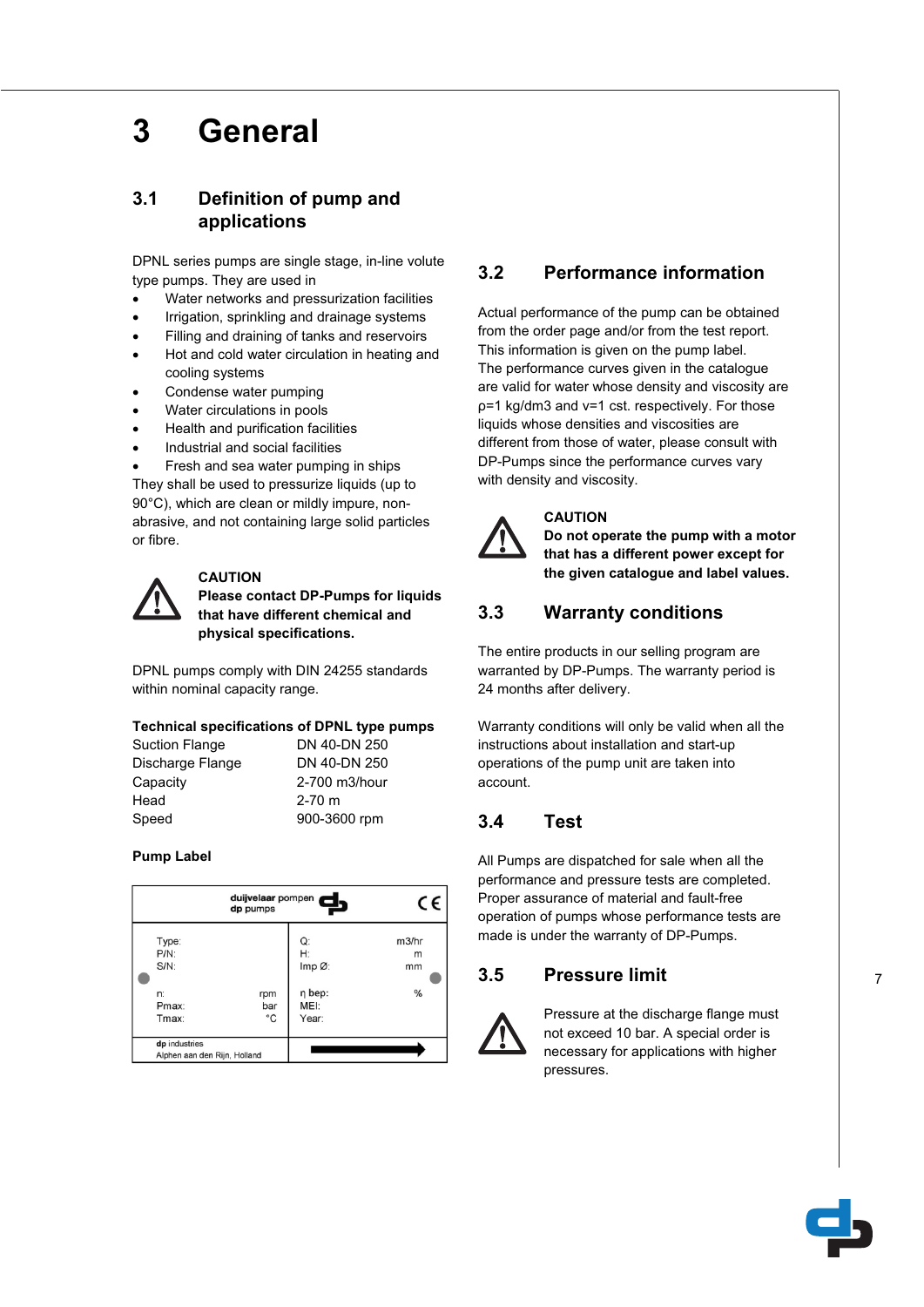# 3 General

## 3.1 Definition of pump and applications

DPNL series pumps are single stage, in-line volute type pumps. They are used in

- Water networks and pressurization facilities
- Irrigation, sprinkling and drainage systems
- Filling and draining of tanks and reservoirs
- Hot and cold water circulation in heating and cooling systems
- Condense water pumping
- Water circulations in pools
- Health and purification facilities
- Industrial and social facilities
- Fresh and sea water pumping in ships

They shall be used to pressurize liquids (up to 90°C), which are clean or mildly impure, non-abrasive, and not containing large solid particles or fibre.

**CAUTION**
**Please contact DP-Pumps for liquids that have different chemical and physical specifications.**

DPNL pumps comply with DIN 24255 standards within nominal capacity range.

**Technical specifications of DPNL type pumps**

| | |
|---|---|
| Suction Flange | DN 40-DN 250 |
| Discharge Flange | DN 40-DN 250 |
| Capacity | 2-700 m3/hour |
| Head | 2-70 m |
| Speed | 900-3600 rpm |

**Pump Label**

| duijvelaar pompen dp pumps | | CE | |
|---|---|---|---|
| Type: | | Q: | m3/hr |
| P/N: | | H: | m |
| S/N: | | Imp Ø: | mm |
| n: | rpm | η bep: | % |
| Pmax: | bar | MEI: | |
| Tmax: | °C | Year: | |
| dp industries Alphen aan den Rijn, Holland | | | |

## 3.2 Performance information

Actual performance of the pump can be obtained from the order page and/or from the test report. This information is given on the pump label. The performance curves given in the catalogue are valid for water whose density and viscosity are $\rho$=1 kg/dm3 and $\nu$=1 cst. respectively. For those liquids whose densities and viscosities are different from those of water, please consult with DP-Pumps since the performance curves vary with density and viscosity.

**CAUTION**
**Do not operate the pump with a motor that has a different power except for the given catalogue and label values.**

## 3.3 Warranty conditions

The entire products in our selling program are warranted by DP-Pumps. The warranty period is 24 months after delivery.

Warranty conditions will only be valid when all the instructions about installation and start-up operations of the pump unit are taken into account.

## 3.4 Test

All Pumps are dispatched for sale when all the performance and pressure tests are completed. Proper assurance of material and fault-free operation of pumps whose performance tests are made is under the warranty of DP-Pumps.

## 3.5 Pressure limit

Pressure at the discharge flange must not exceed 10 bar. A special order is necessary for applications with higher pressures.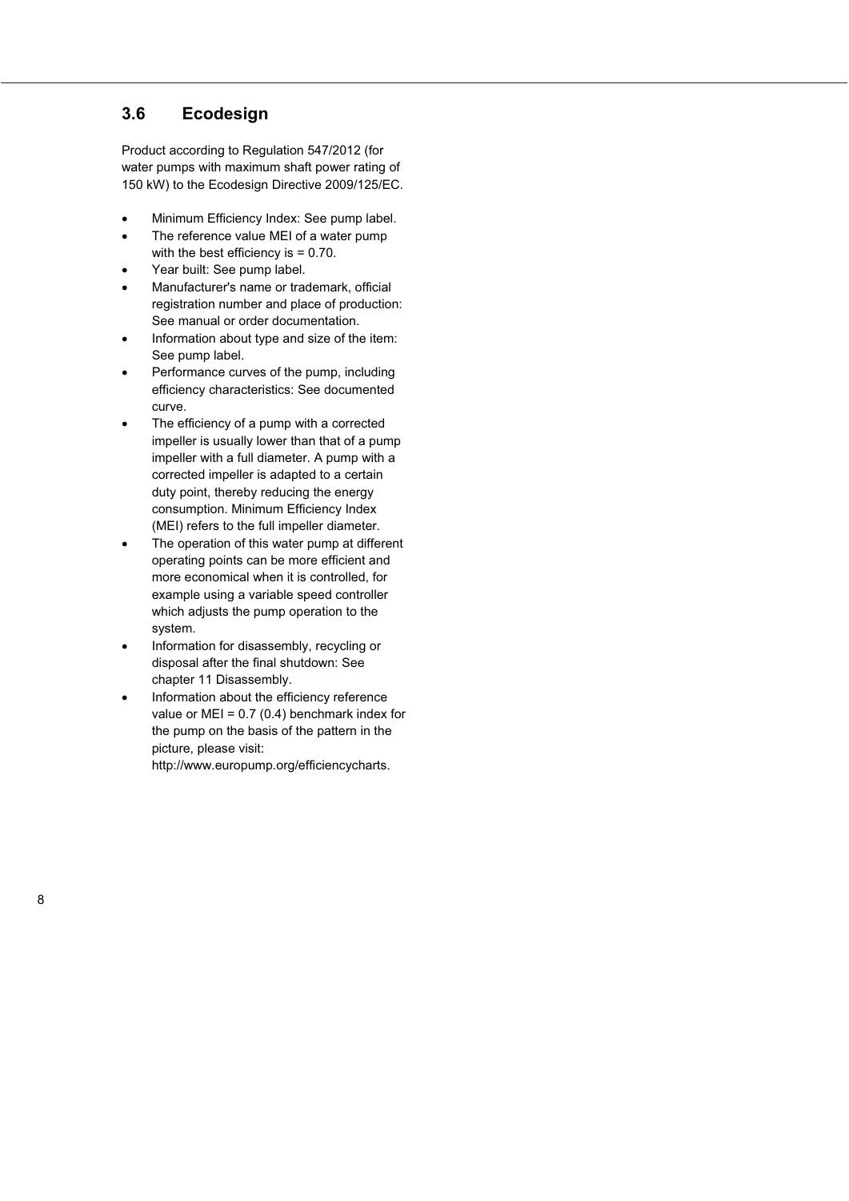## 3.6 Ecodesign

Product according to Regulation 547/2012 (for water pumps with maximum shaft power rating of 150 kW) to the Ecodesign Directive 2009/125/EC.

- Minimum Efficiency Index: See pump label.
- The reference value MEI of a water pump with the best efficiency is = 0.70.
- Year built: See pump label.
- Manufacturer's name or trademark, official registration number and place of production: See manual or order documentation.
- Information about type and size of the item: See pump label.
- Performance curves of the pump, including efficiency characteristics: See documented curve.
- The efficiency of a pump with a corrected impeller is usually lower than that of a pump impeller with a full diameter. A pump with a corrected impeller is adapted to a certain duty point, thereby reducing the energy consumption. Minimum Efficiency Index (MEI) refers to the full impeller diameter.
- The operation of this water pump at different operating points can be more efficient and more economical when it is controlled, for example using a variable speed controller which adjusts the pump operation to the system.
- Information for disassembly, recycling or disposal after the final shutdown: See chapter 11 Disassembly.
- Information about the efficiency reference value or MEI = 0.7 (0.4) benchmark index for the pump on the basis of the pattern in the picture, please visit: http://www.europump.org/efficiencycharts.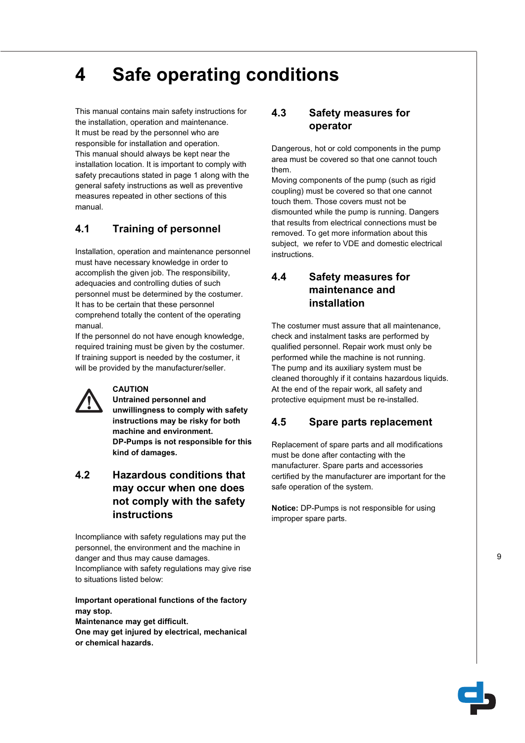# 4 Safe operating conditions

This manual contains main safety instructions for the installation, operation and maintenance. It must be read by the personnel who are responsible for installation and operation. This manual should always be kept near the installation location. It is important to comply with safety precautions stated in page 1 along with the general safety instructions as well as preventive measures repeated in other sections of this manual.

## 4.1 Training of personnel

Installation, operation and maintenance personnel must have necessary knowledge in order to accomplish the given job. The responsibility, adequacies and controlling duties of such personnel must be determined by the costumer. It has to be certain that these personnel comprehend totally the content of the operating manual.
If the personnel do not have enough knowledge, required training must be given by the costumer. If training support is needed by the costumer, it will be provided by the manufacturer/seller.

**CAUTION**
**Untrained personnel and unwillingness to comply with safety instructions may be risky for both machine and environment.**
**DP-Pumps is not responsible for this kind of damages.**

## 4.2 Hazardous conditions that may occur when one does not comply with the safety instructions

Incompliance with safety regulations may put the personnel, the environment and the machine in danger and thus may cause damages. Incompliance with safety regulations may give rise to situations listed below:

**Important operational functions of the factory may stop.**
**Maintenance may get difficult.**
**One may get injured by electrical, mechanical or chemical hazards.**

## 4.3 Safety measures for operator

Dangerous, hot or cold components in the pump area must be covered so that one cannot touch them.
Moving components of the pump (such as rigid coupling) must be covered so that one cannot touch them. Those covers must not be dismounted while the pump is running. Dangers that results from electrical connections must be removed. To get more information about this subject, we refer to VDE and domestic electrical instructions.

## 4.4 Safety measures for maintenance and installation

The costumer must assure that all maintenance, check and instalment tasks are performed by qualified personnel. Repair work must only be performed while the machine is not running.
The pump and its auxiliary system must be cleaned thoroughly if it contains hazardous liquids.
At the end of the repair work, all safety and protective equipment must be re-installed.

## 4.5 Spare parts replacement

Replacement of spare parts and all modifications must be done after contacting with the manufacturer. Spare parts and accessories certified by the manufacturer are important for the safe operation of the system.

**Notice:** DP-Pumps is not responsible for using improper spare parts.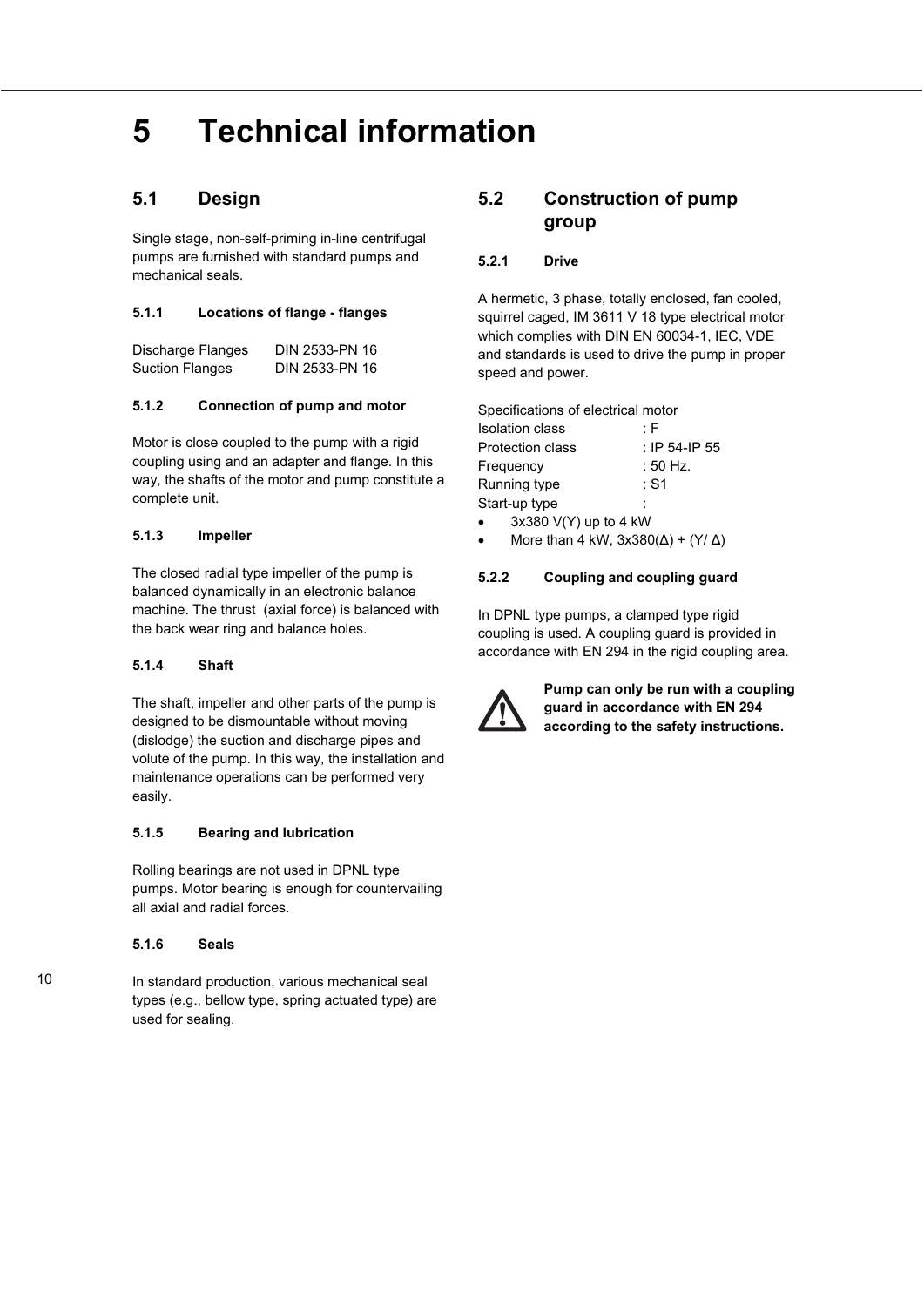# 5 Technical information

## 5.1 Design

Single stage, non-self-priming in-line centrifugal pumps are furnished with standard pumps and mechanical seals.

### 5.1.1 Locations of flange - flanges

| | |
|---|---|
| Discharge Flanges | DIN 2533-PN 16 |
| Suction Flanges | DIN 2533-PN 16 |

### 5.1.2 Connection of pump and motor

Motor is close coupled to the pump with a rigid coupling using and an adapter and flange. In this way, the shafts of the motor and pump constitute a complete unit.

### 5.1.3 Impeller

The closed radial type impeller of the pump is balanced dynamically in an electronic balance machine. The thrust (axial force) is balanced with the back wear ring and balance holes.

### 5.1.4 Shaft

The shaft, impeller and other parts of the pump is designed to be dismountable without moving (dislodge) the suction and discharge pipes and volute of the pump. In this way, the installation and maintenance operations can be performed very easily.

### 5.1.5 Bearing and lubrication

Rolling bearings are not used in DPNL type pumps. Motor bearing is enough for countervailing all axial and radial forces.

### 5.1.6 Seals

In standard production, various mechanical seal types (e.g., bellow type, spring actuated type) are used for sealing.

## 5.2 Construction of pump group

### 5.2.1 Drive

A hermetic, 3 phase, totally enclosed, fan cooled, squirrel caged, IM 3611 V 18 type electrical motor which complies with DIN EN 60034-1, IEC, VDE and standards is used to drive the pump in proper speed and power.

Specifications of electrical motor

| | |
|---|---|
| Isolation class | : F |
| Protection class | : IP 54-IP 55 |
| Frequency | : 50 Hz. |
| Running type | : S1 |
| Start-up type | : |

- 3x380 V(Y) up to 4 kW
- More than 4 kW, 3x380(Δ) + (Y/ Δ)

### 5.2.2 Coupling and coupling guard

In DPNL type pumps, a clamped type rigid coupling is used. A coupling guard is provided in accordance with EN 294 in the rigid coupling area.

**Pump can only be run with a coupling guard in accordance with EN 294 according to the safety instructions.**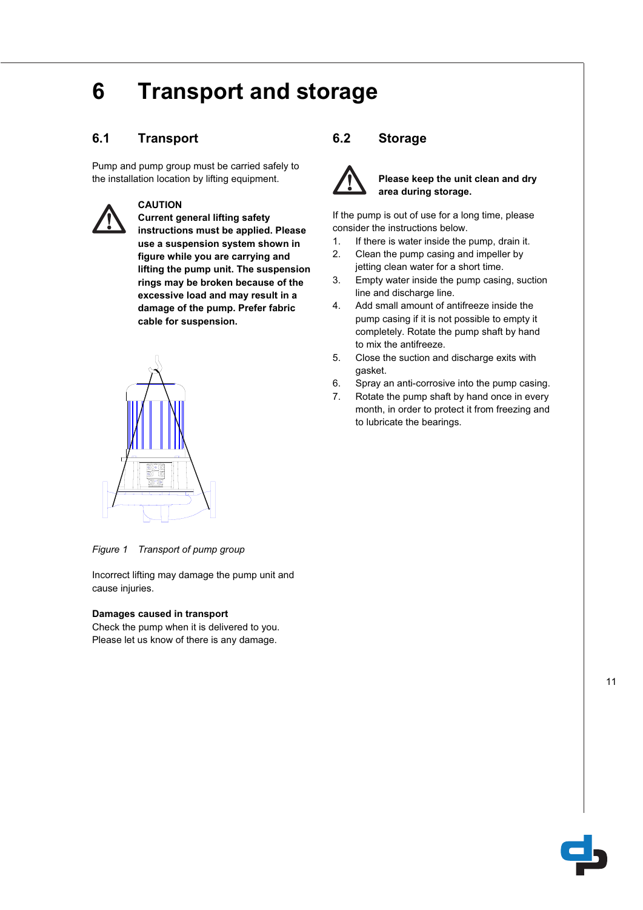# 6 Transport and storage

## 6.1 Transport

Pump and pump group must be carried safely to the installation location by lifting equipment.

**CAUTION**
**Current general lifting safety instructions must be applied. Please use a suspension system shown in figure while you are carrying and lifting the pump unit. The suspension rings may be broken because of the excessive load and may result in a damage of the pump. Prefer fabric cable for suspension.**

*Figure 1 Transport of pump group*

Incorrect lifting may damage the pump unit and cause injuries.

**Damages caused in transport**
Check the pump when it is delivered to you. Please let us know of there is any damage.

## 6.2 Storage

**Please keep the unit clean and dry area during storage.**

If the pump is out of use for a long time, please consider the instructions below.

1. If there is water inside the pump, drain it.
2. Clean the pump casing and impeller by jetting clean water for a short time.
3. Empty water inside the pump casing, suction line and discharge line.
4. Add small amount of antifreeze inside the pump casing if it is not possible to empty it completely. Rotate the pump shaft by hand to mix the antifreeze.
5. Close the suction and discharge exits with gasket.
6. Spray an anti-corrosive into the pump casing.
7. Rotate the pump shaft by hand once in every month, in order to protect it from freezing and to lubricate the bearings.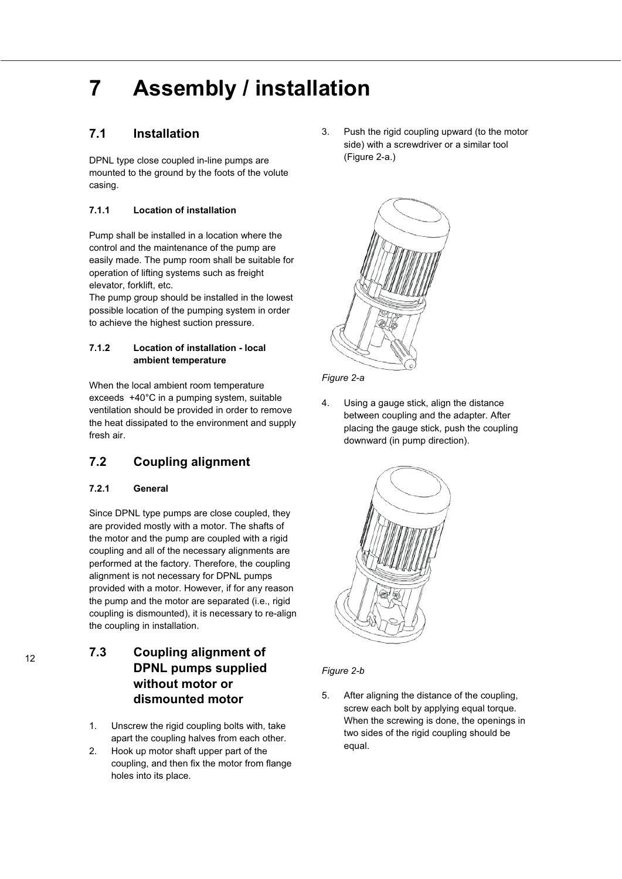# 7 Assembly / installation

## 7.1 Installation

DPNL type close coupled in-line pumps are mounted to the ground by the foots of the volute casing.

### 7.1.1 Location of installation

Pump shall be installed in a location where the control and the maintenance of the pump are easily made. The pump room shall be suitable for operation of lifting systems such as freight elevator, forklift, etc.
The pump group should be installed in the lowest possible location of the pumping system in order to achieve the highest suction pressure.

### 7.1.2 Location of installation - local ambient temperature

When the local ambient room temperature exceeds +40°C in a pumping system, suitable ventilation should be provided in order to remove the heat dissipated to the environment and supply fresh air.

## 7.2 Coupling alignment

### 7.2.1 General

Since DPNL type pumps are close coupled, they are provided mostly with a motor. The shafts of the motor and the pump are coupled with a rigid coupling and all of the necessary alignments are performed at the factory. Therefore, the coupling alignment is not necessary for DPNL pumps provided with a motor. However, if for any reason the pump and the motor are separated (i.e., rigid coupling is dismounted), it is necessary to re-align the coupling in installation.

## 7.3 Coupling alignment of DPNL pumps supplied without motor or dismounted motor

1. Unscrew the rigid coupling bolts with, take apart the coupling halves from each other.
2. Hook up motor shaft upper part of the coupling, and then fix the motor from flange holes into its place.
3. Push the rigid coupling upward (to the motor side) with a screwdriver or a similar tool (Figure 2-a.)

*Figure 2-a*

4. Using a gauge stick, align the distance between coupling and the adapter. After placing the gauge stick, push the coupling downward (in pump direction).

*Figure 2-b*

5. After aligning the distance of the coupling, screw each bolt by applying equal torque. When the screwing is done, the openings in two sides of the rigid coupling should be equal.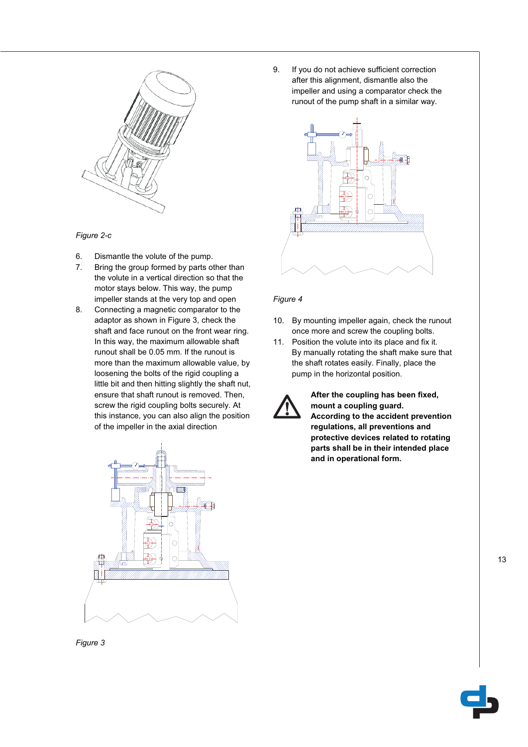Figure 2-c

6. Dismantle the volute of the pump.
7. Bring the group formed by parts other than the volute in a vertical direction so that the motor stays below. This way, the pump impeller stands at the very top and open
8. Connecting a magnetic comparator to the adaptor as shown in Figure 3, check the shaft and face runout on the front wear ring. In this way, the maximum allowable shaft runout shall be 0.05 mm. If the runout is more than the maximum allowable value, by loosening the bolts of the rigid coupling a little bit and then hitting slightly the shaft nut, ensure that shaft runout is removed. Then, screw the rigid coupling bolts securely. At this instance, you can also align the position of the impeller in the axial direction

Figure 3

9. If you do not achieve sufficient correction after this alignment, dismantle also the impeller and using a comparator check the runout of the pump shaft in a similar way.

Figure 4

10. By mounting impeller again, check the runout once more and screw the coupling bolts.
11. Position the volute into its place and fix it. By manually rotating the shaft make sure that the shaft rotates easily. Finally, place the pump in the horizontal position.

**After the coupling has been fixed, mount a coupling guard.**
**According to the accident prevention regulations, all preventions and protective devices related to rotating parts shall be in their intended place and in operational form.**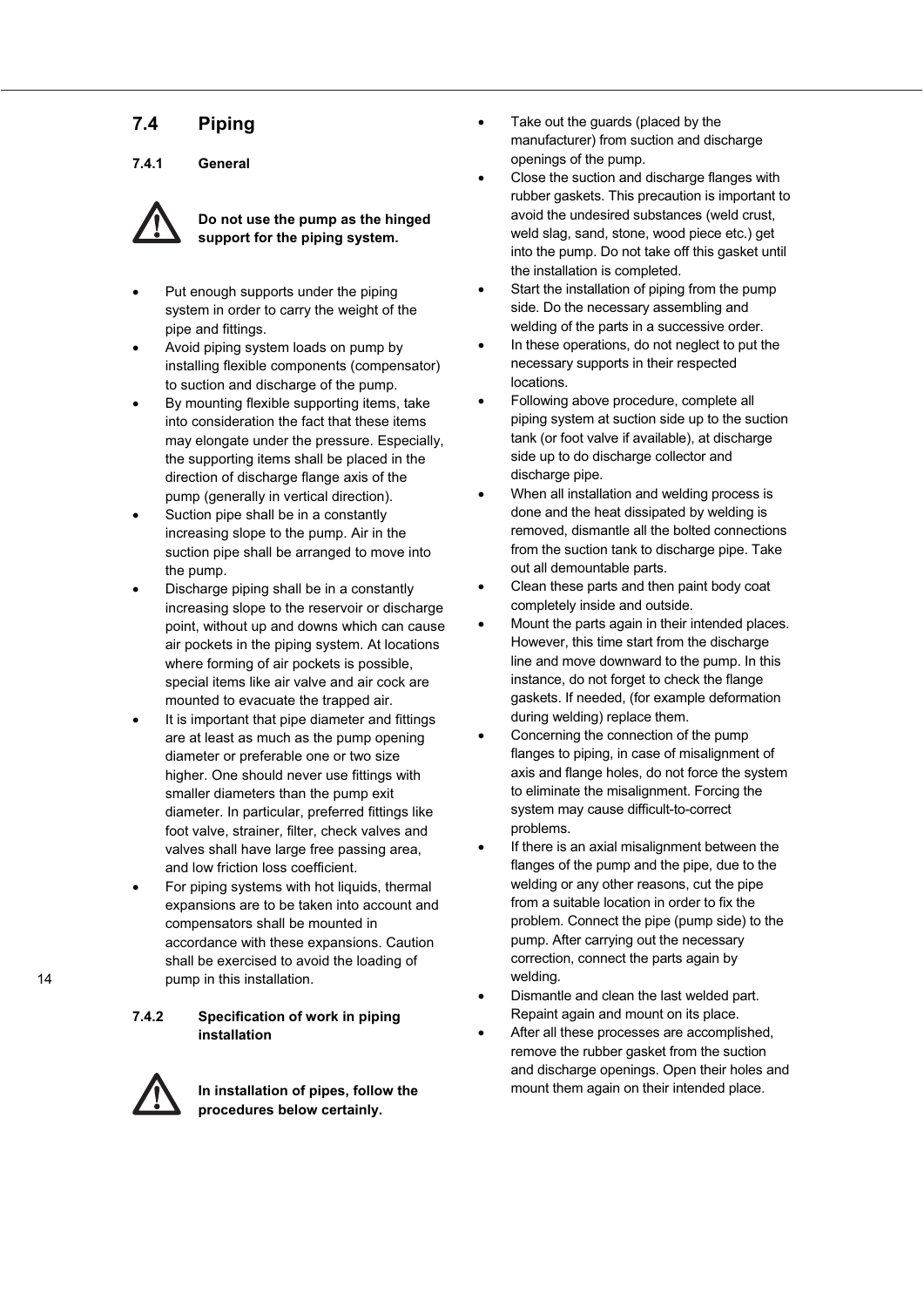## 7.4 Piping

### 7.4.1 General

**Do not use the pump as the hinged support for the piping system.**

- Put enough supports under the piping system in order to carry the weight of the pipe and fittings.
- Avoid piping system loads on pump by installing flexible components (compensator) to suction and discharge of the pump.
- By mounting flexible supporting items, take into consideration the fact that these items may elongate under the pressure. Especially, the supporting items shall be placed in the direction of discharge flange axis of the pump (generally in vertical direction).
- Suction pipe shall be in a constantly increasing slope to the pump. Air in the suction pipe shall be arranged to move into the pump.
- Discharge piping shall be in a constantly increasing slope to the reservoir or discharge point, without up and downs which can cause air pockets in the piping system. At locations where forming of air pockets is possible, special items like air valve and air cock are mounted to evacuate the trapped air.
- It is important that pipe diameter and fittings are at least as much as the pump opening diameter or preferable one or two size higher. One should never use fittings with smaller diameters than the pump exit diameter. In particular, preferred fittings like foot valve, strainer, filter, check valves and valves shall have large free passing area, and low friction loss coefficient.
- For piping systems with hot liquids, thermal expansions are to be taken into account and compensators shall be mounted in accordance with these expansions. Caution shall be exercised to avoid the loading of pump in this installation.

### 7.4.2 Specification of work in piping installation

**In installation of pipes, follow the procedures below certainly.**

- Take out the guards (placed by the manufacturer) from suction and discharge openings of the pump.
- Close the suction and discharge flanges with rubber gaskets. This precaution is important to avoid the undesired substances (weld crust, weld slag, sand, stone, wood piece etc.) get into the pump. Do not take off this gasket until the installation is completed.
- Start the installation of piping from the pump side. Do the necessary assembling and welding of the parts in a successive order.
- In these operations, do not neglect to put the necessary supports in their respected locations.
- Following above procedure, complete all piping system at suction side up to the suction tank (or foot valve if available), at discharge side up to do discharge collector and discharge pipe.
- When all installation and welding process is done and the heat dissipated by welding is removed, dismantle all the bolted connections from the suction tank to discharge pipe. Take out all demountable parts.
- Clean these parts and then paint body coat completely inside and outside.
- Mount the parts again in their intended places. However, this time start from the discharge line and move downward to the pump. In this instance, do not forget to check the flange gaskets. If needed, (for example deformation during welding) replace them.
- Concerning the connection of the pump flanges to piping, in case of misalignment of axis and flange holes, do not force the system to eliminate the misalignment. Forcing the system may cause difficult-to-correct problems.
- If there is an axial misalignment between the flanges of the pump and the pipe, due to the welding or any other reasons, cut the pipe from a suitable location in order to fix the problem. Connect the pipe (pump side) to the pump. After carrying out the necessary correction, connect the parts again by welding.
- Dismantle and clean the last welded part. Repaint again and mount on its place.
- After all these processes are accomplished, remove the rubber gasket from the suction and discharge openings. Open their holes and mount them again on their intended place.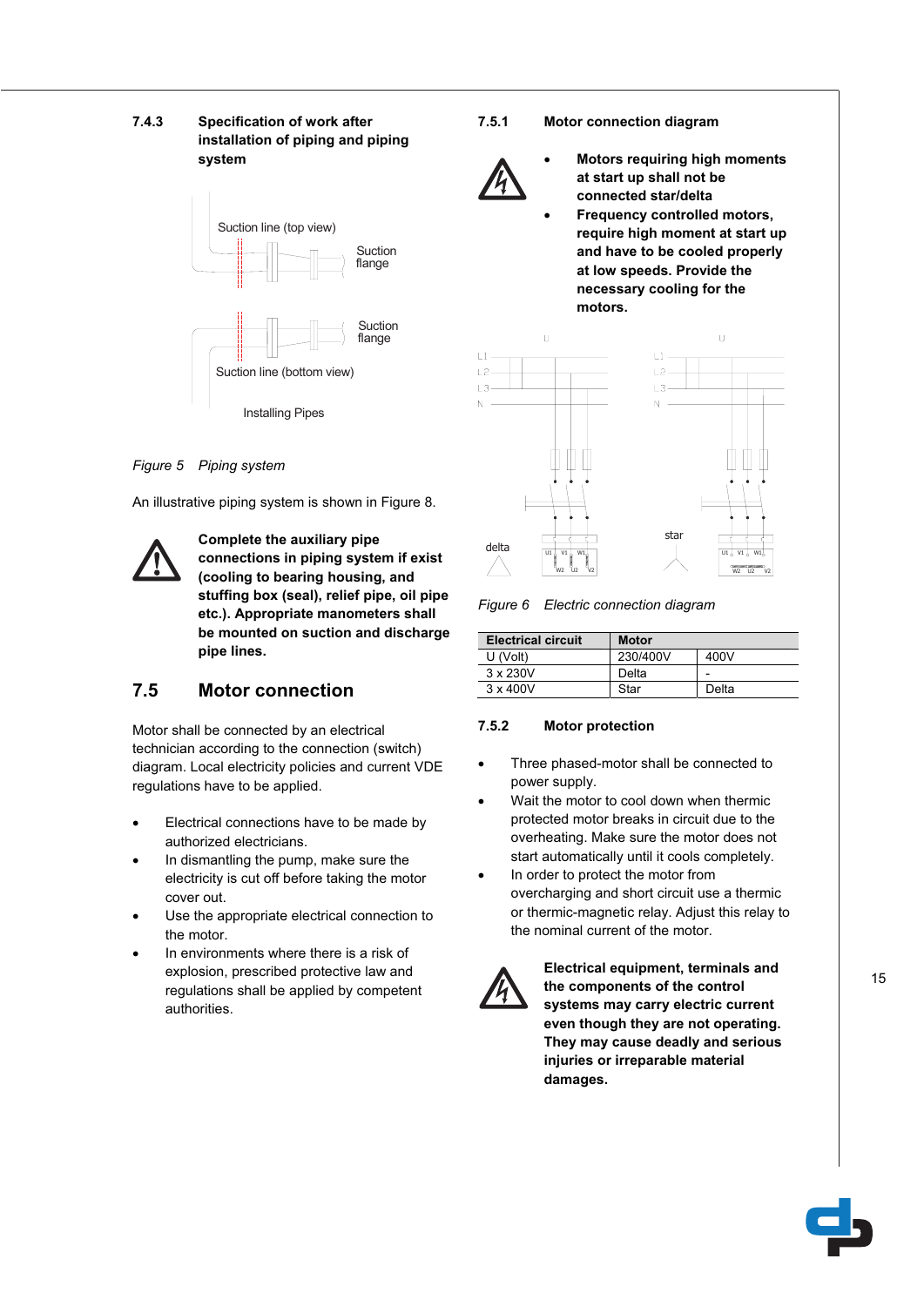### 7.4.3 Specification of work after installation of piping and piping system

Suction line (top view)

Suction flange

Suction flange

Suction line (bottom view)

Installing Pipes

*Figure 5 Piping system*

An illustrative piping system is shown in Figure 8.

**Complete the auxiliary pipe connections in piping system if exist (cooling to bearing housing, and stuffing box (seal), relief pipe, oil pipe etc.). Appropriate manometers shall be mounted on suction and discharge pipe lines.**

## 7.5 Motor connection

Motor shall be connected by an electrical technician according to the connection (switch) diagram. Local electricity policies and current VDE regulations have to be applied.

- Electrical connections have to be made by authorized electricians.
- In dismantling the pump, make sure the electricity is cut off before taking the motor cover out.
- Use the appropriate electrical connection to the motor.
- In environments where there is a risk of explosion, prescribed protective law and regulations shall be applied by competent authorities.

### 7.5.1 Motor connection diagram

- **Motors requiring high moments at start up shall not be connected star/delta**
- **Frequency controlled motors, require high moment at start up and have to be cooled properly at low speeds. Provide the necessary cooling for the motors.**

delta

star

*Figure 6 Electric connection diagram*

| Electrical circuit | Motor | |
|---|---|---|
| U (Volt) | 230/400V | 400V |
| 3 x 230V | Delta | - |
| 3 x 400V | Star | Delta |

### 7.5.2 Motor protection

- Three phased-motor shall be connected to power supply.
- Wait the motor to cool down when thermic protected motor breaks in circuit due to the overheating. Make sure the motor does not start automatically until it cools completely.
- In order to protect the motor from overcharging and short circuit use a thermic or thermic-magnetic relay. Adjust this relay to the nominal current of the motor.

**Electrical equipment, terminals and the components of the control systems may carry electric current even though they are not operating. They may cause deadly and serious injuries or irreparable material damages.**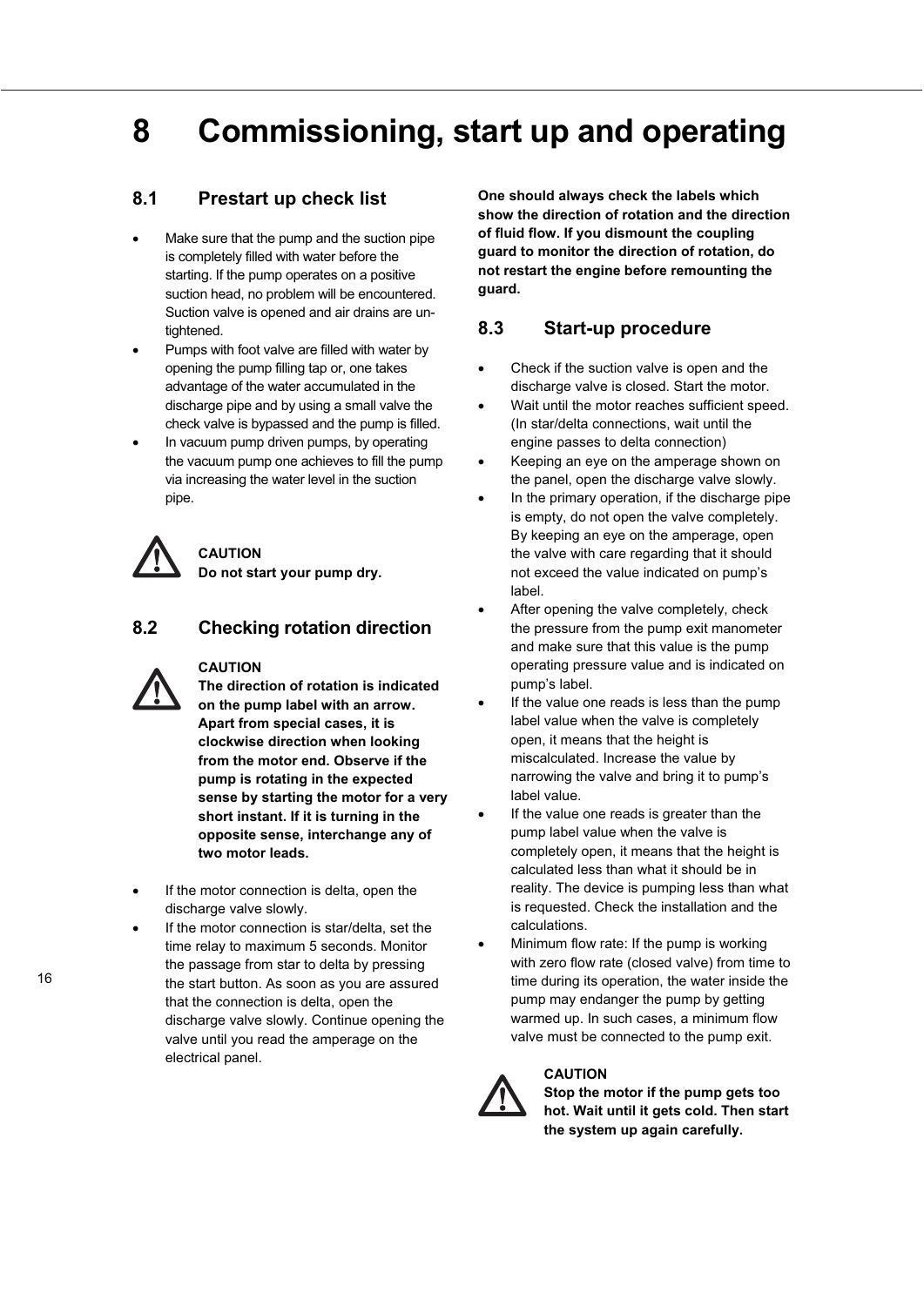# 8 Commissioning, start up and operating

## 8.1 Prestart up check list

- Make sure that the pump and the suction pipe is completely filled with water before the starting. If the pump operates on a positive suction head, no problem will be encountered. Suction valve is opened and air drains are un-tightened.
- Pumps with foot valve are filled with water by opening the pump filling tap or, one takes advantage of the water accumulated in the discharge pipe and by using a small valve the check valve is bypassed and the pump is filled.
- In vacuum pump driven pumps, by operating the vacuum pump one achieves to fill the pump via increasing the water level in the suction pipe.

**CAUTION**
**Do not start your pump dry.**

## 8.2 Checking rotation direction

**CAUTION**
**The direction of rotation is indicated on the pump label with an arrow. Apart from special cases, it is clockwise direction when looking from the motor end. Observe if the pump is rotating in the expected sense by starting the motor for a very short instant. If it is turning in the opposite sense, interchange any of two motor leads.**

- If the motor connection is delta, open the discharge valve slowly.
- If the motor connection is star/delta, set the time relay to maximum 5 seconds. Monitor the passage from star to delta by pressing the start button. As soon as you are assured that the connection is delta, open the discharge valve slowly. Continue opening the valve until you read the amperage on the electrical panel.

**One should always check the labels which show the direction of rotation and the direction of fluid flow. If you dismount the coupling guard to monitor the direction of rotation, do not restart the engine before remounting the guard.**

## 8.3 Start-up procedure

- Check if the suction valve is open and the discharge valve is closed. Start the motor.
- Wait until the motor reaches sufficient speed. (In star/delta connections, wait until the engine passes to delta connection)
- Keeping an eye on the amperage shown on the panel, open the discharge valve slowly.
- In the primary operation, if the discharge pipe is empty, do not open the valve completely. By keeping an eye on the amperage, open the valve with care regarding that it should not exceed the value indicated on pump's label.
- After opening the valve completely, check the pressure from the pump exit manometer and make sure that this value is the pump operating pressure value and is indicated on pump's label.
- If the value one reads is less than the pump label value when the valve is completely open, it means that the height is miscalculated. Increase the value by narrowing the valve and bring it to pump's label value.
- If the value one reads is greater than the pump label value when the valve is completely open, it means that the height is calculated less than what it should be in reality. The device is pumping less than what is requested. Check the installation and the calculations.
- Minimum flow rate: If the pump is working with zero flow rate (closed valve) from time to time during its operation, the water inside the pump may endanger the pump by getting warmed up. In such cases, a minimum flow valve must be connected to the pump exit.

**CAUTION**
**Stop the motor if the pump gets too hot. Wait until it gets cold. Then start the system up again carefully.**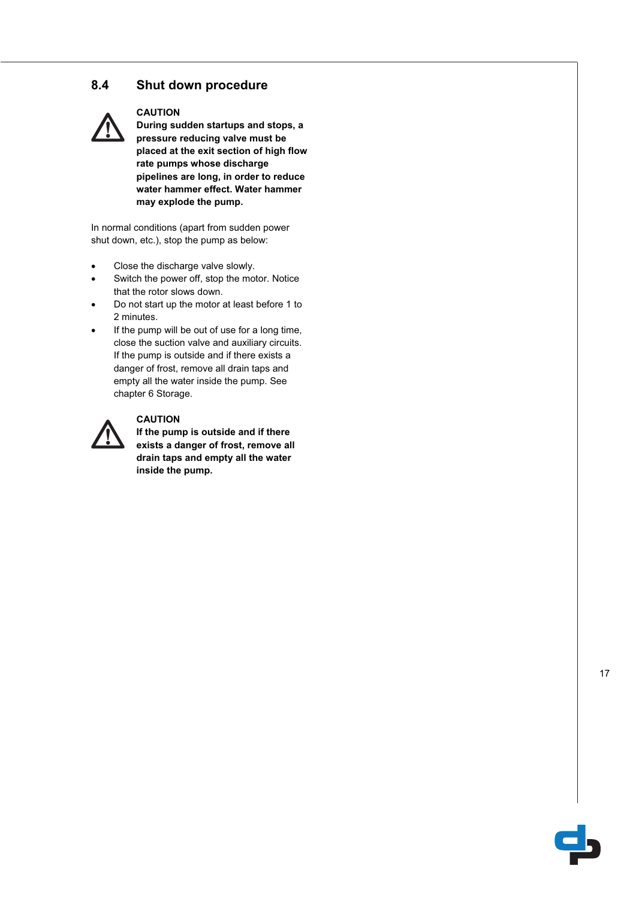## 8.4 Shut down procedure

**CAUTION**
**During sudden startups and stops, a pressure reducing valve must be placed at the exit section of high flow rate pumps whose discharge pipelines are long, in order to reduce water hammer effect. Water hammer may explode the pump.**

In normal conditions (apart from sudden power shut down, etc.), stop the pump as below:

- Close the discharge valve slowly.
- Switch the power off, stop the motor. Notice that the rotor slows down.
- Do not start up the motor at least before 1 to 2 minutes.
- If the pump will be out of use for a long time, close the suction valve and auxiliary circuits. If the pump is outside and if there exists a danger of frost, remove all drain taps and empty all the water inside the pump. See chapter 6 Storage.

**CAUTION**
**If the pump is outside and if there exists a danger of frost, remove all drain taps and empty all the water inside the pump.**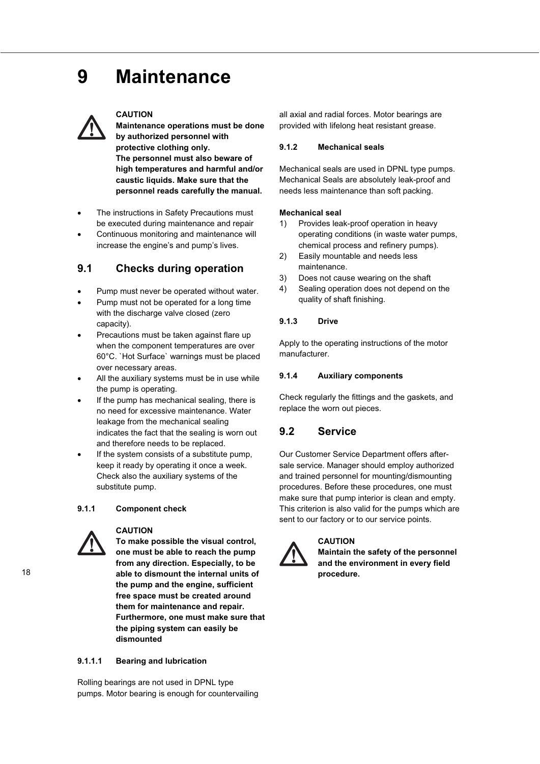# 9 Maintenance

**CAUTION**
**Maintenance operations must be done by authorized personnel with protective clothing only.**
**The personnel must also beware of high temperatures and harmful and/or caustic liquids. Make sure that the personnel reads carefully the manual.**

- The instructions in Safety Precautions must be executed during maintenance and repair
- Continuous monitoring and maintenance will increase the engine's and pump's lives.

## 9.1 Checks during operation

- Pump must never be operated without water.
- Pump must not be operated for a long time with the discharge valve closed (zero capacity).
- Precautions must be taken against flare up when the component temperatures are over 60°C. `Hot Surface` warnings must be placed over necessary areas.
- All the auxiliary systems must be in use while the pump is operating.
- If the pump has mechanical sealing, there is no need for excessive maintenance. Water leakage from the mechanical sealing indicates the fact that the sealing is worn out and therefore needs to be replaced.
- If the system consists of a substitute pump, keep it ready by operating it once a week. Check also the auxiliary systems of the substitute pump.

### 9.1.1 Component check

**CAUTION**
**To make possible the visual control, one must be able to reach the pump from any direction. Especially, to be able to dismount the internal units of the pump and the engine, sufficient free space must be created around them for maintenance and repair. Furthermore, one must make sure that the piping system can easily be dismounted**

#### 9.1.1.1 Bearing and lubrication

Rolling bearings are not used in DPNL type pumps. Motor bearing is enough for countervailing all axial and radial forces. Motor bearings are provided with lifelong heat resistant grease.

### 9.1.2 Mechanical seals

Mechanical seals are used in DPNL type pumps. Mechanical Seals are absolutely leak-proof and needs less maintenance than soft packing.

**Mechanical seal**

1) Provides leak-proof operation in heavy operating conditions (in waste water pumps, chemical process and refinery pumps).
2) Easily mountable and needs less maintenance.
3) Does not cause wearing on the shaft
4) Sealing operation does not depend on the quality of shaft finishing.

### 9.1.3 Drive

Apply to the operating instructions of the motor manufacturer.

### 9.1.4 Auxiliary components

Check regularly the fittings and the gaskets, and replace the worn out pieces.

## 9.2 Service

Our Customer Service Department offers after-sale service. Manager should employ authorized and trained personnel for mounting/dismounting procedures. Before these procedures, one must make sure that pump interior is clean and empty. This criterion is also valid for the pumps which are sent to our factory or to our service points.

**CAUTION**
**Maintain the safety of the personnel and the environment in every field procedure.**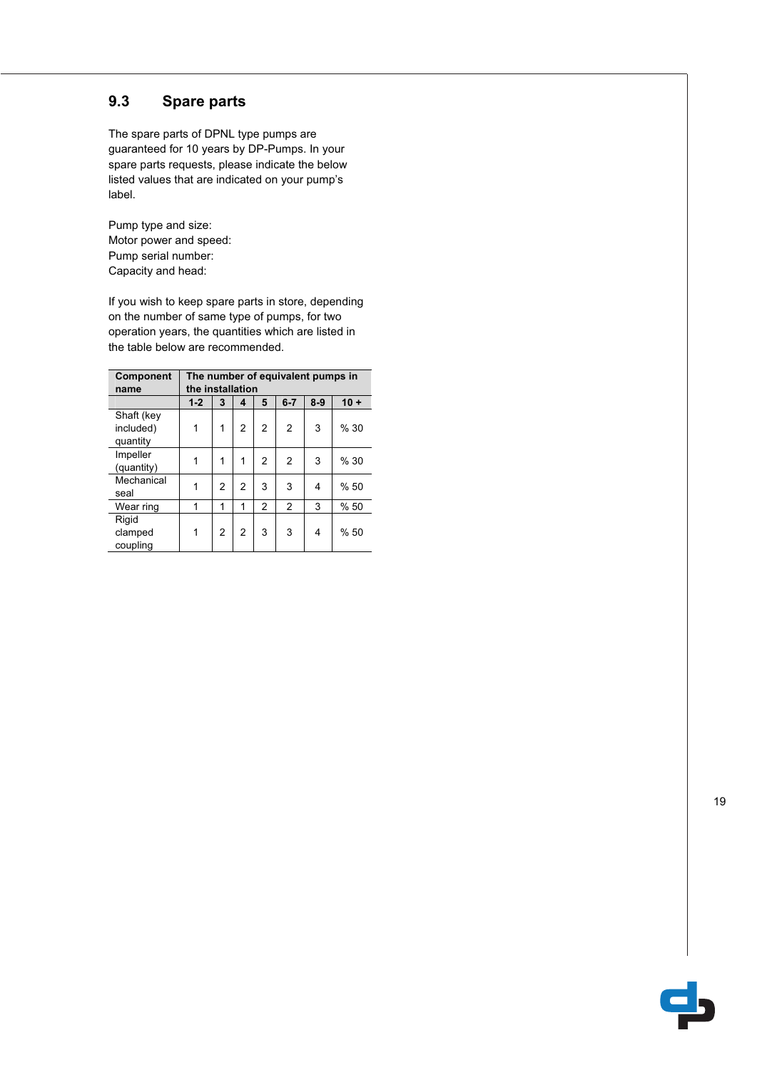## 9.3 Spare parts

The spare parts of DPNL type pumps are guaranteed for 10 years by DP-Pumps. In your spare parts requests, please indicate the below listed values that are indicated on your pump's label.

Pump type and size:
Motor power and speed:
Pump serial number:
Capacity and head:

If you wish to keep spare parts in store, depending on the number of same type of pumps, for two operation years, the quantities which are listed in the table below are recommended.

| Component name | The number of equivalent pumps in the installation | | | | | | |
|---|---|---|---|---|---|---|---|
| | 1-2 | 3 | 4 | 5 | 6-7 | 8-9 | 10 + |
| Shaft (key included) quantity | 1 | 1 | 2 | 2 | 2 | 3 | % 30 |
| Impeller (quantity) | 1 | 1 | 1 | 2 | 2 | 3 | % 30 |
| Mechanical seal | 1 | 2 | 2 | 3 | 3 | 4 | % 50 |
| Wear ring | 1 | 1 | 1 | 2 | 2 | 3 | % 50 |
| Rigid clamped coupling | 1 | 2 | 2 | 3 | 3 | 4 | % 50 |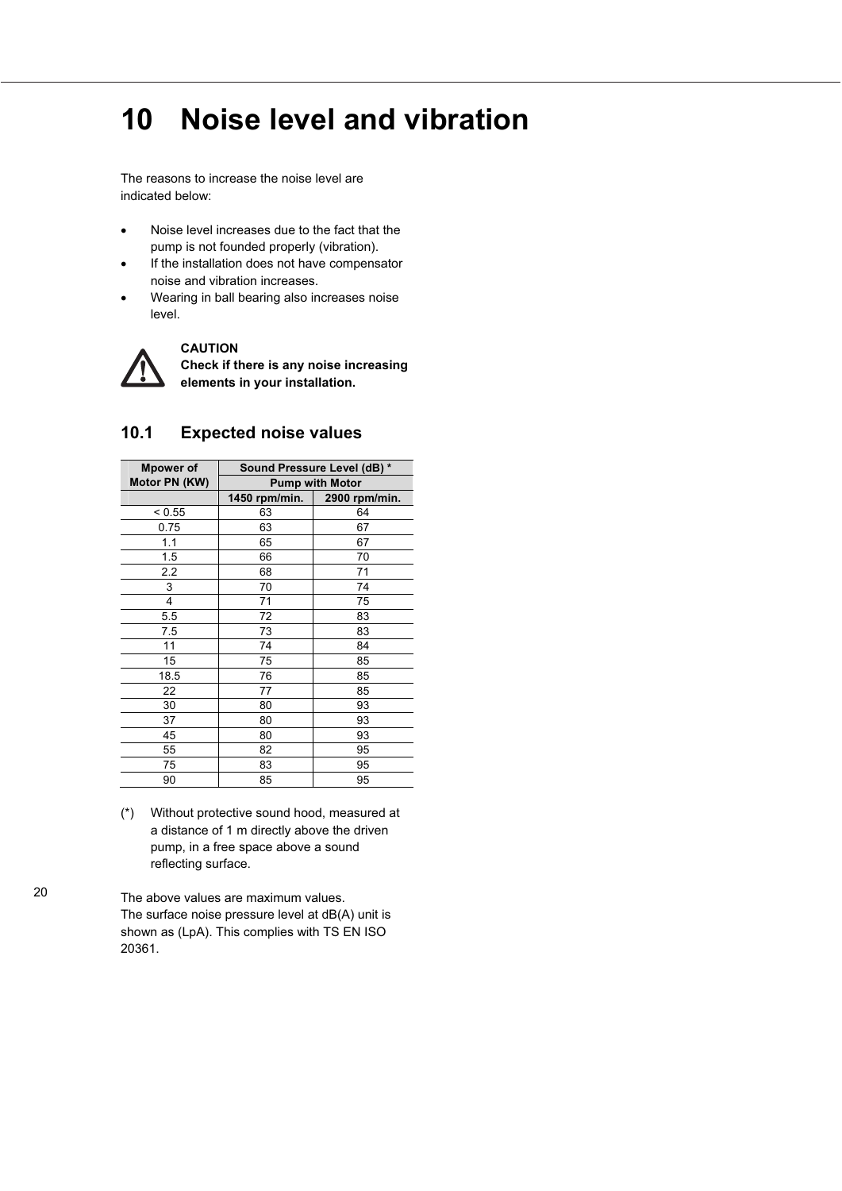# 10 Noise level and vibration

The reasons to increase the noise level are indicated below:

- Noise level increases due to the fact that the pump is not founded properly (vibration).
- If the installation does not have compensator noise and vibration increases.
- Wearing in ball bearing also increases noise level.

**CAUTION**
**Check if there is any noise increasing elements in your installation.**

## 10.1 Expected noise values

| Mpower of Motor PN (KW) | Sound Pressure Level (dB) * | |
|---|---|---|
| | Pump with Motor | |
| | 1450 rpm/min. | 2900 rpm/min. |
| < 0.55 | 63 | 64 |
| 0.75 | 63 | 67 |
| 1.1 | 65 | 67 |
| 1.5 | 66 | 70 |
| 2.2 | 68 | 71 |
| 3 | 70 | 74 |
| 4 | 71 | 75 |
| 5.5 | 72 | 83 |
| 7.5 | 73 | 83 |
| 11 | 74 | 84 |
| 15 | 75 | 85 |
| 18.5 | 76 | 85 |
| 22 | 77 | 85 |
| 30 | 80 | 93 |
| 37 | 80 | 93 |
| 45 | 80 | 93 |
| 55 | 82 | 95 |
| 75 | 83 | 95 |
| 90 | 85 | 95 |

(*) Without protective sound hood, measured at a distance of 1 m directly above the driven pump, in a free space above a sound reflecting surface.

The above values are maximum values.
The surface noise pressure level at dB(A) unit is shown as (LpA). This complies with TS EN ISO 20361.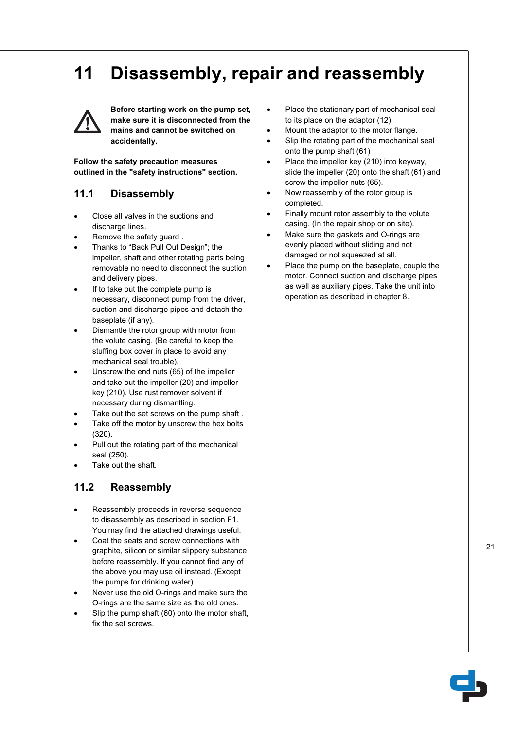# 11 Disassembly, repair and reassembly

**Before starting work on the pump set, make sure it is disconnected from the mains and cannot be switched on accidentally.**

**Follow the safety precaution measures outlined in the "safety instructions" section.**

## 11.1 Disassembly

- Close all valves in the suctions and discharge lines.
- Remove the safety guard .
- Thanks to "Back Pull Out Design"; the impeller, shaft and other rotating parts being removable no need to disconnect the suction and delivery pipes.
- If to take out the complete pump is necessary, disconnect pump from the driver, suction and discharge pipes and detach the baseplate (if any).
- Dismantle the rotor group with motor from the volute casing. (Be careful to keep the stuffing box cover in place to avoid any mechanical seal trouble).
- Unscrew the end nuts (65) of the impeller and take out the impeller (20) and impeller key (210). Use rust remover solvent if necessary during dismantling.
- Take out the set screws on the pump shaft .
- Take off the motor by unscrew the hex bolts (320).
- Pull out the rotating part of the mechanical seal (250).
- Take out the shaft.

## 11.2 Reassembly

- Reassembly proceeds in reverse sequence to disassembly as described in section F1. You may find the attached drawings useful.
- Coat the seats and screw connections with graphite, silicon or similar slippery substance before reassembly. If you cannot find any of the above you may use oil instead. (Except the pumps for drinking water).
- Never use the old O-rings and make sure the O-rings are the same size as the old ones.
- Slip the pump shaft (60) onto the motor shaft, fix the set screws.
- Place the stationary part of mechanical seal to its place on the adaptor (12)
- Mount the adaptor to the motor flange.
- Slip the rotating part of the mechanical seal onto the pump shaft (61)
- Place the impeller key (210) into keyway, slide the impeller (20) onto the shaft (61) and screw the impeller nuts (65).
- Now reassembly of the rotor group is completed.
- Finally mount rotor assembly to the volute casing. (In the repair shop or on site).
- Make sure the gaskets and O-rings are evenly placed without sliding and not damaged or not squeezed at all.
- Place the pump on the baseplate, couple the motor. Connect suction and discharge pipes as well as auxiliary pipes. Take the unit into operation as described in chapter 8.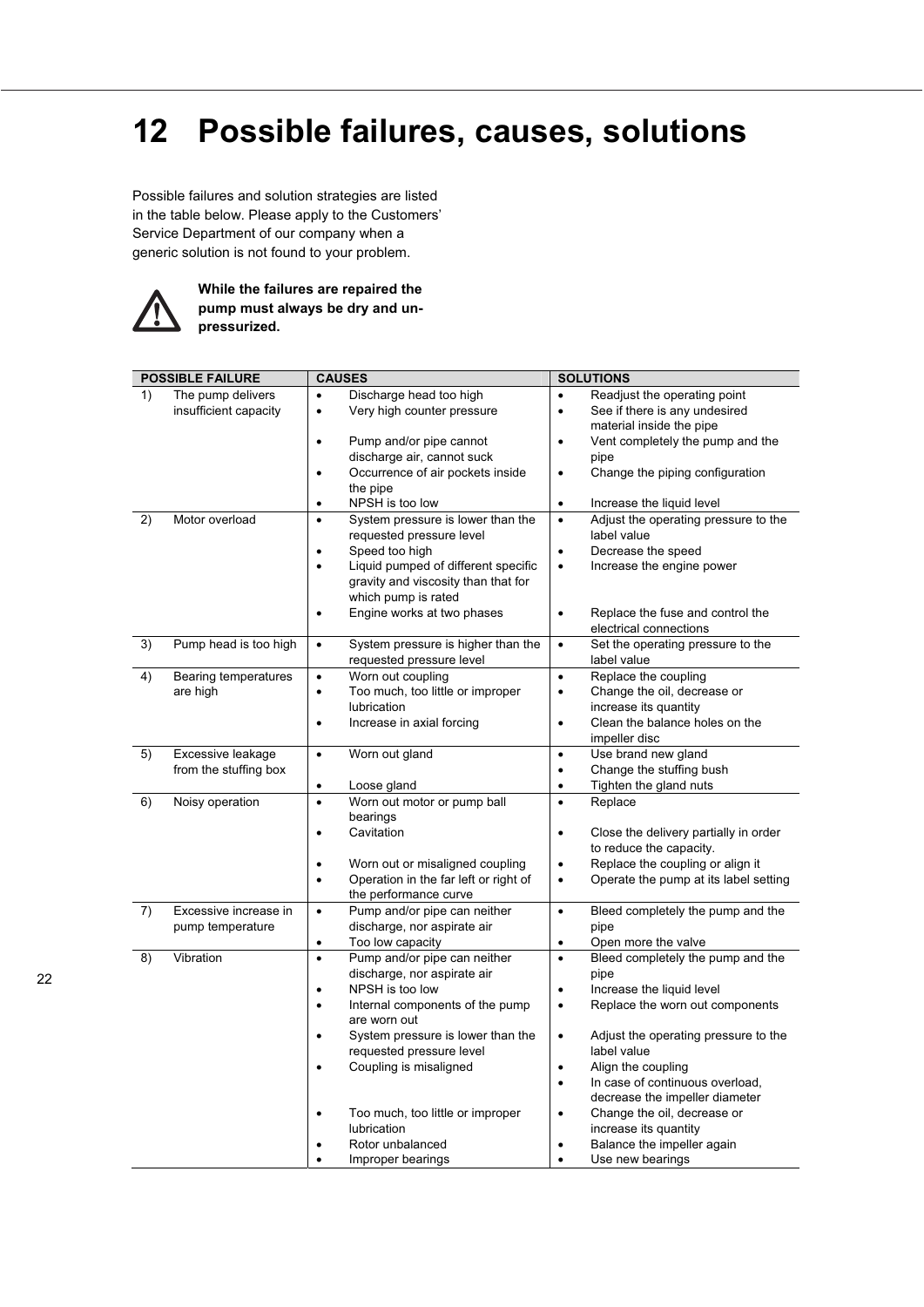# 12 Possible failures, causes, solutions

Possible failures and solution strategies are listed in the table below. Please apply to the Customers' Service Department of our company when a generic solution is not found to your problem.

**While the failures are repaired the pump must always be dry and un-pressurized.**

| POSSIBLE FAILURE | CAUSES | SOLUTIONS |
|---|---|---|
| 1) The pump delivers insufficient capacity | • Discharge head too high<br>• Very high counter pressure<br>• Pump and/or pipe cannot discharge air, cannot suck<br>• Occurrence of air pockets inside the pipe<br>• NPSH is too low | • Readjust the operating point<br>• See if there is any undesired material inside the pipe<br>• Vent completely the pump and the pipe<br>• Change the piping configuration<br>• Increase the liquid level |
| 2) Motor overload | • System pressure is lower than the requested pressure level<br>• Speed too high<br>• Liquid pumped of different specific gravity and viscosity than that for which pump is rated<br>• Engine works at two phases | • Adjust the operating pressure to the label value<br>• Decrease the speed<br>• Increase the engine power<br>• Replace the fuse and control the electrical connections |
| 3) Pump head is too high | • System pressure is higher than the requested pressure level | • Set the operating pressure to the label value |
| 4) Bearing temperatures are high | • Worn out coupling<br>• Too much, too little or improper lubrication<br>• Increase in axial forcing | • Replace the coupling<br>• Change the oil, decrease or increase its quantity<br>• Clean the balance holes on the impeller disc |
| 5) Excessive leakage from the stuffing box | • Worn out gland<br>• Loose gland | • Use brand new gland<br>• Change the stuffing bush<br>• Tighten the gland nuts |
| 6) Noisy operation | • Worn out motor or pump ball bearings<br>• Cavitation<br>• Worn out or misaligned coupling<br>• Operation in the far left or right of the performance curve | • Replace<br>• Close the delivery partially in order to reduce the capacity.<br>• Replace the coupling or align it<br>• Operate the pump at its label setting |
| 7) Excessive increase in pump temperature | • Pump and/or pipe can neither discharge, nor aspirate air<br>• Too low capacity | • Bleed completely the pump and the pipe<br>• Open more the valve |
| 8) Vibration | • Pump and/or pipe can neither discharge, nor aspirate air<br>• NPSH is too low<br>• Internal components of the pump are worn out<br>• System pressure is lower than the requested pressure level<br>• Coupling is misaligned<br>• Too much, too little or improper lubrication<br>• Rotor unbalanced<br>• Improper bearings | • Bleed completely the pump and the pipe<br>• Increase the liquid level<br>• Replace the worn out components<br>• Adjust the operating pressure to the label value<br>• Align the coupling<br>• In case of continuous overload, decrease the impeller diameter<br>• Change the oil, decrease or increase its quantity<br>• Balance the impeller again<br>• Use new bearings |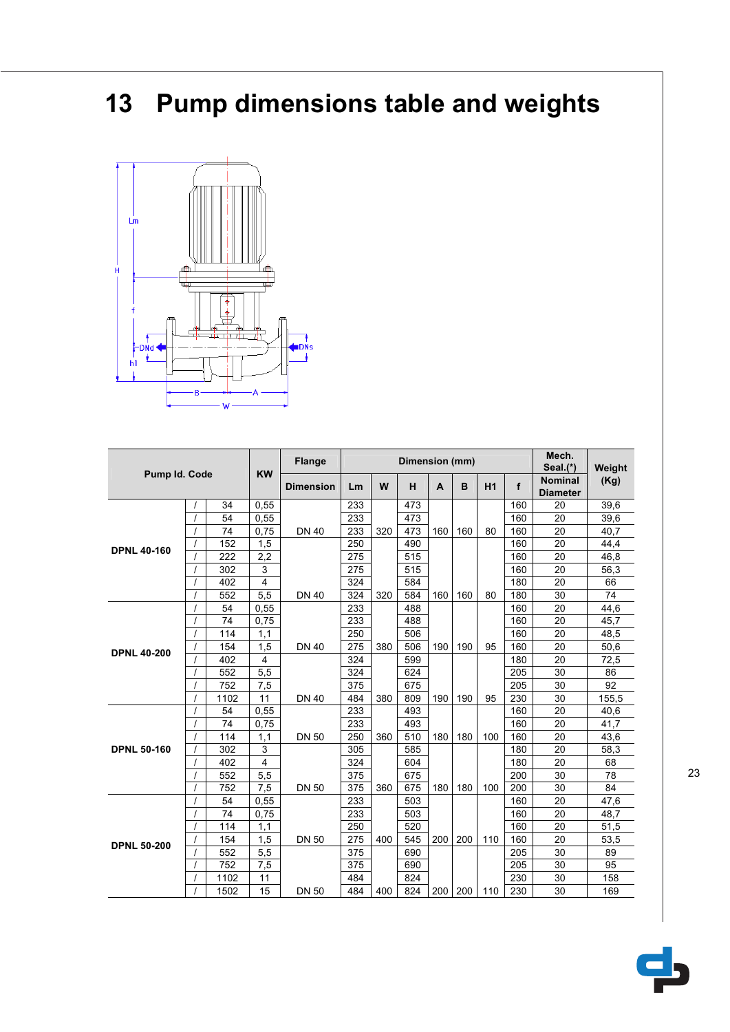# 13 Pump dimensions table and weights

| Pump Id. Code | | | KW | Flange Dimension | Lm | W | H | A | B | H1 | f | Mech. Seal.(*) Nominal Diameter | Weight (Kg) |
|---|---|---|---|---|---|---|---|---|---|---|---|---|---|
| DPNL 40-160 | / | 34 | 0,55 | DN 40 | 233 | 320 | 473 | 160 | 160 | 80 | 160 | 20 | 39,6 |
| | / | 54 | 0,55 | | 233 | | 473 | | | | 160 | 20 | 39,6 |
| | / | 74 | 0,75 | | 233 | | 473 | | | | 160 | 20 | 40,7 |
| | / | 152 | 1,5 | | 250 | | 490 | | | | 160 | 20 | 44,4 |
| | / | 222 | 2,2 | | 275 | | 515 | | | | 160 | 20 | 46,8 |
| | / | 302 | 3 | | 275 | | 515 | | | | 160 | 20 | 56,3 |
| | / | 402 | 4 | | 324 | | 584 | | | | 180 | 20 | 66 |
| | / | 552 | 5,5 | DN 40 | 324 | 320 | 584 | 160 | 160 | 80 | 180 | 30 | 74 |
| DPNL 40-200 | / | 54 | 0,55 | DN 40 | 233 | 380 | 488 | 190 | 190 | 95 | 160 | 20 | 44,6 |
| | / | 74 | 0,75 | | 233 | | 488 | | | | 160 | 20 | 45,7 |
| | / | 114 | 1,1 | | 250 | | 506 | | | | 160 | 20 | 48,5 |
| | / | 154 | 1,5 | | 275 | | 506 | | | | 160 | 20 | 50,6 |
| | / | 402 | 4 | | 324 | | 599 | | | | 180 | 20 | 72,5 |
| | / | 552 | 5,5 | | 324 | | 624 | | | | 205 | 30 | 86 |
| | / | 752 | 7,5 | | 375 | | 675 | | | | 205 | 30 | 92 |
| | / | 1102 | 11 | DN 40 | 484 | 380 | 809 | 190 | 190 | 95 | 230 | 30 | 155,5 |
| DPNL 50-160 | / | 54 | 0,55 | DN 50 | 233 | 360 | 493 | 180 | 180 | 100 | 160 | 20 | 40,6 |
| | / | 74 | 0,75 | | 233 | | 493 | | | | 160 | 20 | 41,7 |
| | / | 114 | 1,1 | | 250 | | 510 | | | | 160 | 20 | 43,6 |
| | / | 302 | 3 | | 305 | | 585 | | | | 180 | 20 | 58,3 |
| | / | 402 | 4 | | 324 | | 604 | | | | 180 | 20 | 68 |
| | / | 552 | 5,5 | | 375 | | 675 | | | | 200 | 30 | 78 |
| | / | 752 | 7,5 | DN 50 | 375 | 360 | 675 | 180 | 180 | 100 | 200 | 30 | 84 |
| DPNL 50-200 | / | 54 | 0,55 | DN 50 | 233 | 400 | 503 | 200 | 200 | 110 | 160 | 20 | 47,6 |
| | / | 74 | 0,75 | | 233 | | 503 | | | | 160 | 20 | 48,7 |
| | / | 114 | 1,1 | | 250 | | 520 | | | | 160 | 20 | 51,5 |
| | / | 154 | 1,5 | | 275 | | 545 | | | | 160 | 20 | 53,5 |
| | / | 552 | 5,5 | | 375 | | 690 | | | | 205 | 30 | 89 |
| | / | 752 | 7,5 | | 375 | | 690 | | | | 205 | 30 | 95 |
| | / | 1102 | 11 | | 484 | | 824 | | | | 230 | 30 | 158 |
| | / | 1502 | 15 | DN 50 | 484 | 400 | 824 | 200 | 200 | 110 | 230 | 30 | 169 |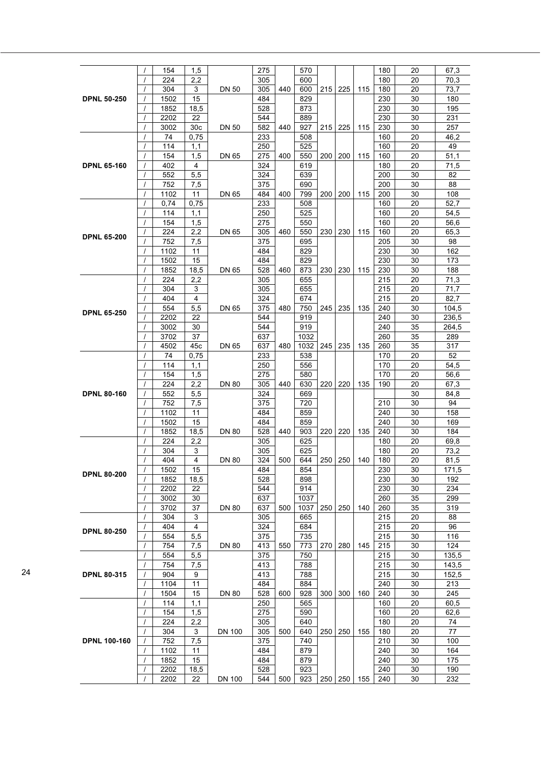| | | | | | | | | | | | | | |
|---|---|---|---|---|---|---|---|---|---|---|---|---|---|
| **DPNL 50-250** | / | 154 | 1,5 | | 275 | | 570 | | | | 180 | 20 | 67,3 |
| | / | 224 | 2,2 | | 305 | | 600 | | | | 180 | 20 | 70,3 |
| | / | 304 | 3 | DN 50 | 305 | 440 | 600 | 215 | 225 | 115 | 180 | 20 | 73,7 |
| | / | 1502 | 15 | | 484 | | 829 | | | | 230 | 30 | 180 |
| | / | 1852 | 18,5 | | 528 | | 873 | | | | 230 | 30 | 195 |
| | / | 2202 | 22 | | 544 | | 889 | | | | 230 | 30 | 231 |
| | / | 3002 | 30c | DN 50 | 582 | 440 | 927 | 215 | 225 | 115 | 230 | 30 | 257 |
| **DPNL 65-160** | / | 74 | 0,75 | | 233 | | 508 | | | | 160 | 20 | 46,2 |
| | / | 114 | 1,1 | | 250 | | 525 | | | | 160 | 20 | 49 |
| | / | 154 | 1,5 | DN 65 | 275 | 400 | 550 | 200 | 200 | 115 | 160 | 20 | 51,1 |
| | / | 402 | 4 | | 324 | | 619 | | | | 180 | 20 | 71,5 |
| | / | 552 | 5,5 | | 324 | | 639 | | | | 200 | 30 | 82 |
| | / | 752 | 7,5 | | 375 | | 690 | | | | 200 | 30 | 88 |
| | / | 1102 | 11 | DN 65 | 484 | 400 | 799 | 200 | 200 | 115 | 200 | 30 | 108 |
| **DPNL 65-200** | / | 0,74 | 0,75 | | 233 | | 508 | | | | 160 | 20 | 52,7 |
| | / | 114 | 1,1 | | 250 | | 525 | | | | 160 | 20 | 54,5 |
| | / | 154 | 1,5 | | 275 | | 550 | | | | 160 | 20 | 56,6 |
| | / | 224 | 2,2 | DN 65 | 305 | 460 | 550 | 230 | 230 | 115 | 160 | 20 | 65,3 |
| | / | 752 | 7,5 | | 375 | | 695 | | | | 205 | 30 | 98 |
| | / | 1102 | 11 | | 484 | | 829 | | | | 230 | 30 | 162 |
| | / | 1502 | 15 | | 484 | | 829 | | | | 230 | 30 | 173 |
| | / | 1852 | 18,5 | DN 65 | 528 | 460 | 873 | 230 | 230 | 115 | 230 | 30 | 188 |
| **DPNL 65-250** | / | 224 | 2,2 | | 305 | | 655 | | | | 215 | 20 | 71,3 |
| | / | 304 | 3 | | 305 | | 655 | | | | 215 | 20 | 71,7 |
| | / | 404 | 4 | | 324 | | 674 | | | | 215 | 20 | 82,7 |
| | / | 554 | 5,5 | DN 65 | 375 | 480 | 750 | 245 | 235 | 135 | 240 | 30 | 104,5 |
| | / | 2202 | 22 | | 544 | | 919 | | | | 240 | 30 | 236,5 |
| | / | 3002 | 30 | | 544 | | 919 | | | | 240 | 35 | 264,5 |
| | / | 3702 | 37 | | 637 | | 1032 | | | | 260 | 35 | 289 |
| | / | 4502 | 45c | DN 65 | 637 | 480 | 1032 | 245 | 235 | 135 | 260 | 35 | 317 |
| **DPNL 80-160** | / | 74 | 0,75 | | 233 | | 538 | | | | 170 | 20 | 52 |
| | / | 114 | 1,1 | | 250 | | 556 | | | | 170 | 20 | 54,5 |
| | / | 154 | 1,5 | | 275 | | 580 | | | | 170 | 20 | 56,6 |
| | / | 224 | 2,2 | DN 80 | 305 | 440 | 630 | 220 | 220 | 135 | 190 | 20 | 67,3 |
| | / | 552 | 5,5 | | 324 | | 669 | | | | | 30 | 84,8 |
| | / | 752 | 7,5 | | 375 | | 720 | | | | 210 | 30 | 94 |
| | / | 1102 | 11 | | 484 | | 859 | | | | 240 | 30 | 158 |
| | / | 1502 | 15 | | 484 | | 859 | | | | 240 | 30 | 169 |
| | / | 1852 | 18,5 | DN 80 | 528 | 440 | 903 | 220 | 220 | 135 | 240 | 30 | 184 |
| **DPNL 80-200** | / | 224 | 2,2 | | 305 | | 625 | | | | 180 | 20 | 69,8 |
| | / | 304 | 3 | | 305 | | 625 | | | | 180 | 20 | 73,2 |
| | / | 404 | 4 | DN 80 | 324 | 500 | 644 | 250 | 250 | 140 | 180 | 20 | 81,5 |
| | / | 1502 | 15 | | 484 | | 854 | | | | 230 | 30 | 171,5 |
| | / | 1852 | 18,5 | | 528 | | 898 | | | | 230 | 30 | 192 |
| | / | 2202 | 22 | | 544 | | 914 | | | | 230 | 30 | 234 |
| | / | 3002 | 30 | | 637 | | 1037 | | | | 260 | 35 | 299 |
| | / | 3702 | 37 | DN 80 | 637 | 500 | 1037 | 250 | 250 | 140 | 260 | 35 | 319 |
| **DPNL 80-250** | / | 304 | 3 | | 305 | | 665 | | | | 215 | 20 | 88 |
| | / | 404 | 4 | | 324 | | 684 | | | | 215 | 20 | 96 |
| | / | 554 | 5,5 | | 375 | | 735 | | | | 215 | 30 | 116 |
| | / | 754 | 7,5 | DN 80 | 413 | 550 | 773 | 270 | 280 | 145 | 215 | 30 | 124 |
| **DPNL 80-315** | / | 554 | 5,5 | | 375 | | 750 | | | | 215 | 30 | 135,5 |
| | / | 754 | 7,5 | | 413 | | 788 | | | | 215 | 30 | 143,5 |
| | / | 904 | 9 | | 413 | | 788 | | | | 215 | 30 | 152,5 |
| | / | 1104 | 11 | | 484 | | 884 | | | | 240 | 30 | 213 |
| | / | 1504 | 15 | DN 80 | 528 | 600 | 928 | 300 | 300 | 160 | 240 | 30 | 245 |
| **DPNL 100-160** | / | 114 | 1,1 | | 250 | | 565 | | | | 160 | 20 | 60,5 |
| | / | 154 | 1,5 | | 275 | | 590 | | | | 160 | 20 | 62,6 |
| | / | 224 | 2,2 | | 305 | | 640 | | | | 180 | 20 | 74 |
| | / | 304 | 3 | DN 100 | 305 | 500 | 640 | 250 | 250 | 155 | 180 | 20 | 77 |
| | / | 752 | 7,5 | | 375 | | 740 | | | | 210 | 30 | 100 |
| | / | 1102 | 11 | | 484 | | 879 | | | | 240 | 30 | 164 |
| | / | 1852 | 15 | | 484 | | 879 | | | | 240 | 30 | 175 |
| | / | 2202 | 18,5 | | 528 | | 923 | | | | 240 | 30 | 190 |
| | / | 2202 | 22 | DN 100 | 544 | 500 | 923 | 250 | 250 | 155 | 240 | 30 | 232 |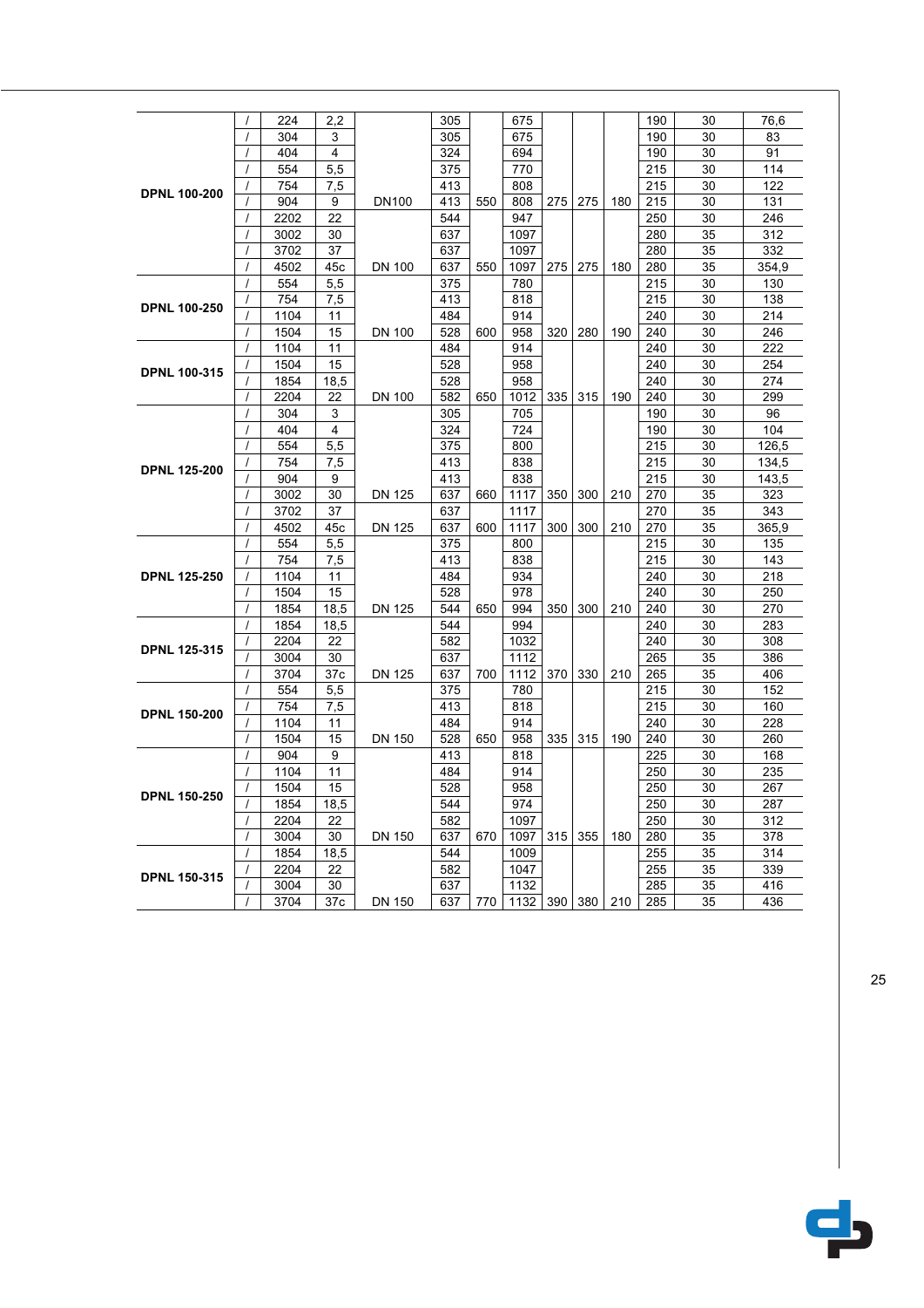|  |  |  |  |  |  |  |  |  |  |  |  |  |  |
|---|---|---|---|---|---|---|---|---|---|---|---|---|---|
| DPNL 100-200 | / | 224 | 2,2 |  | 305 |  | 675 |  |  |  | 190 | 30 | 76,6 |
|  | / | 304 | 3 |  | 305 |  | 675 |  |  |  | 190 | 30 | 83 |
|  | / | 404 | 4 |  | 324 |  | 694 |  |  |  | 190 | 30 | 91 |
|  | / | 554 | 5,5 |  | 375 |  | 770 |  |  |  | 215 | 30 | 114 |
|  | / | 754 | 7,5 |  | 413 |  | 808 |  |  |  | 215 | 30 | 122 |
|  | / | 904 | 9 | DN100 | 413 | 550 | 808 | 275 | 275 | 180 | 215 | 30 | 131 |
|  | / | 2202 | 22 |  | 544 |  | 947 |  |  |  | 250 | 30 | 246 |
|  | / | 3002 | 30 |  | 637 |  | 1097 |  |  |  | 280 | 35 | 312 |
|  | / | 3702 | 37 |  | 637 |  | 1097 |  |  |  | 280 | 35 | 332 |
|  | / | 4502 | 45c | DN 100 | 637 | 550 | 1097 | 275 | 275 | 180 | 280 | 35 | 354,9 |
| DPNL 100-250 | / | 554 | 5,5 |  | 375 |  | 780 |  |  |  | 215 | 30 | 130 |
|  | / | 754 | 7,5 |  | 413 |  | 818 |  |  |  | 215 | 30 | 138 |
|  | / | 1104 | 11 |  | 484 |  | 914 |  |  |  | 240 | 30 | 214 |
|  | / | 1504 | 15 | DN 100 | 528 | 600 | 958 | 320 | 280 | 190 | 240 | 30 | 246 |
| DPNL 100-315 | / | 1104 | 11 |  | 484 |  | 914 |  |  |  | 240 | 30 | 222 |
|  | / | 1504 | 15 |  | 528 |  | 958 |  |  |  | 240 | 30 | 254 |
|  | / | 1854 | 18,5 |  | 528 |  | 958 |  |  |  | 240 | 30 | 274 |
|  | / | 2204 | 22 | DN 100 | 582 | 650 | 1012 | 335 | 315 | 190 | 240 | 30 | 299 |
| DPNL 125-200 | / | 304 | 3 |  | 305 |  | 705 |  |  |  | 190 | 30 | 96 |
|  | / | 404 | 4 |  | 324 |  | 724 |  |  |  | 190 | 30 | 104 |
|  | / | 554 | 5,5 |  | 375 |  | 800 |  |  |  | 215 | 30 | 126,5 |
|  | / | 754 | 7,5 |  | 413 |  | 838 |  |  |  | 215 | 30 | 134,5 |
|  | / | 904 | 9 |  | 413 |  | 838 |  |  |  | 215 | 30 | 143,5 |
|  | / | 3002 | 30 | DN 125 | 637 | 660 | 1117 | 350 | 300 | 210 | 270 | 35 | 323 |
|  | / | 3702 | 37 |  | 637 |  | 1117 |  |  |  | 270 | 35 | 343 |
|  | / | 4502 | 45c | DN 125 | 637 | 600 | 1117 | 300 | 300 | 210 | 270 | 35 | 365,9 |
| DPNL 125-250 | / | 554 | 5,5 |  | 375 |  | 800 |  |  |  | 215 | 30 | 135 |
|  | / | 754 | 7,5 |  | 413 |  | 838 |  |  |  | 215 | 30 | 143 |
|  | / | 1104 | 11 |  | 484 |  | 934 |  |  |  | 240 | 30 | 218 |
|  | / | 1504 | 15 |  | 528 |  | 978 |  |  |  | 240 | 30 | 250 |
|  | / | 1854 | 18,5 | DN 125 | 544 | 650 | 994 | 350 | 300 | 210 | 240 | 30 | 270 |
| DPNL 125-315 | / | 1854 | 18,5 |  | 544 |  | 994 |  |  |  | 240 | 30 | 283 |
|  | / | 2204 | 22 |  | 582 |  | 1032 |  |  |  | 240 | 30 | 308 |
|  | / | 3004 | 30 |  | 637 |  | 1112 |  |  |  | 265 | 35 | 386 |
|  | / | 3704 | 37c | DN 125 | 637 | 700 | 1112 | 370 | 330 | 210 | 265 | 35 | 406 |
| DPNL 150-200 | / | 554 | 5,5 |  | 375 |  | 780 |  |  |  | 215 | 30 | 152 |
|  | / | 754 | 7,5 |  | 413 |  | 818 |  |  |  | 215 | 30 | 160 |
|  | / | 1104 | 11 |  | 484 |  | 914 |  |  |  | 240 | 30 | 228 |
|  | / | 1504 | 15 | DN 150 | 528 | 650 | 958 | 335 | 315 | 190 | 240 | 30 | 260 |
| DPNL 150-250 | / | 904 | 9 |  | 413 |  | 818 |  |  |  | 225 | 30 | 168 |
|  | / | 1104 | 11 |  | 484 |  | 914 |  |  |  | 250 | 30 | 235 |
|  | / | 1504 | 15 |  | 528 |  | 958 |  |  |  | 250 | 30 | 267 |
|  | / | 1854 | 18,5 |  | 544 |  | 974 |  |  |  | 250 | 30 | 287 |
|  | / | 2204 | 22 |  | 582 |  | 1097 |  |  |  | 250 | 30 | 312 |
|  | / | 3004 | 30 | DN 150 | 637 | 670 | 1097 | 315 | 355 | 180 | 280 | 35 | 378 |
| DPNL 150-315 | / | 1854 | 18,5 |  | 544 |  | 1009 |  |  |  | 255 | 35 | 314 |
|  | / | 2204 | 22 |  | 582 |  | 1047 |  |  |  | 255 | 35 | 339 |
|  | / | 3004 | 30 |  | 637 |  | 1132 |  |  |  | 285 | 35 | 416 |
|  | / | 3704 | 37c | DN 150 | 637 | 770 | 1132 | 390 | 380 | 210 | 285 | 35 | 436 |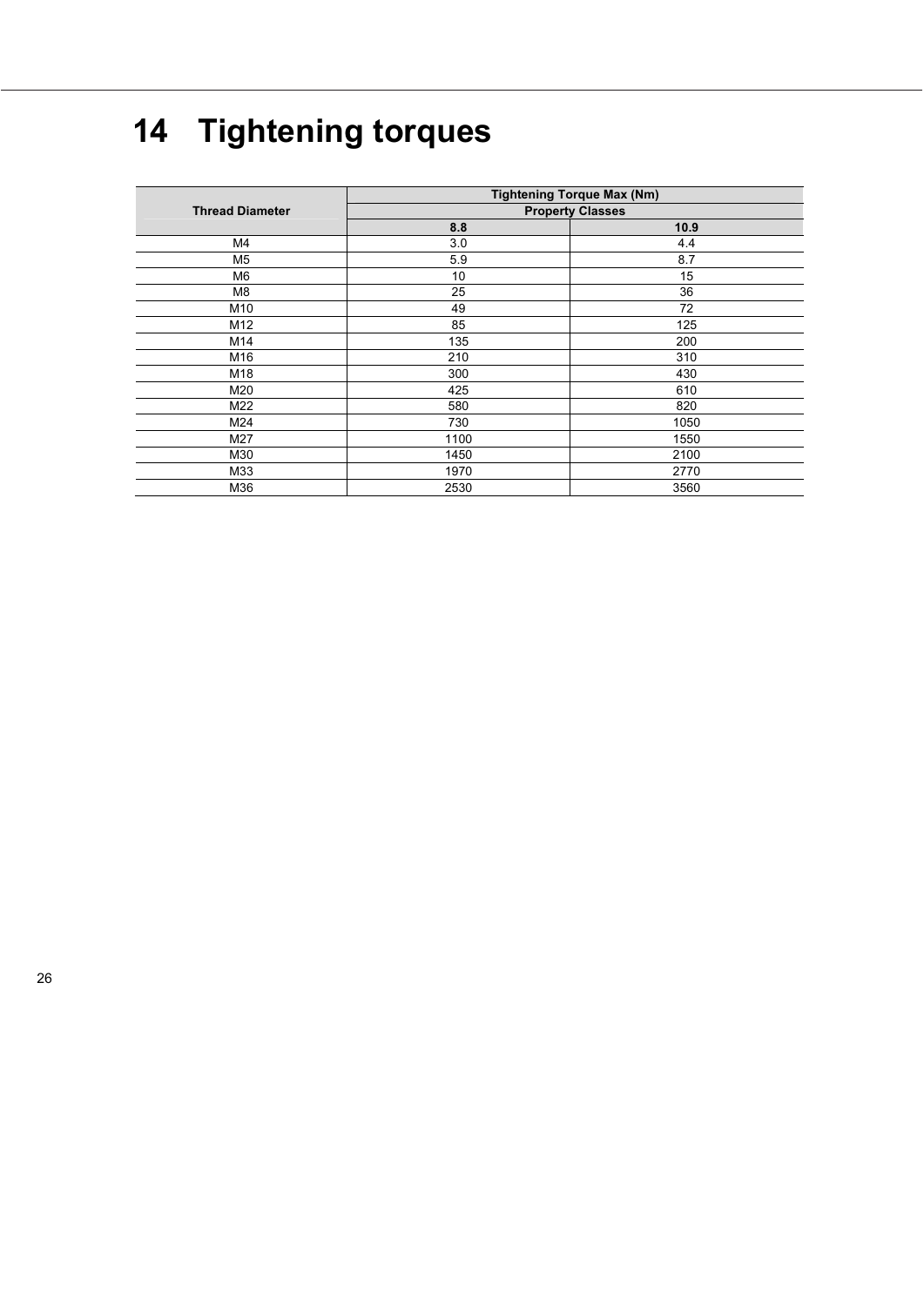# 14 Tightening torques

| Thread Diameter | Tightening Torque Max (Nm) | |
|---|---|---|
| | Property Classes | |
| | 8.8 | 10.9 |
| M4 | 3.0 | 4.4 |
| M5 | 5.9 | 8.7 |
| M6 | 10 | 15 |
| M8 | 25 | 36 |
| M10 | 49 | 72 |
| M12 | 85 | 125 |
| M14 | 135 | 200 |
| M16 | 210 | 310 |
| M18 | 300 | 430 |
| M20 | 425 | 610 |
| M22 | 580 | 820 |
| M24 | 730 | 1050 |
| M27 | 1100 | 1550 |
| M30 | 1450 | 2100 |
| M33 | 1970 | 2770 |
| M36 | 2530 | 3560 |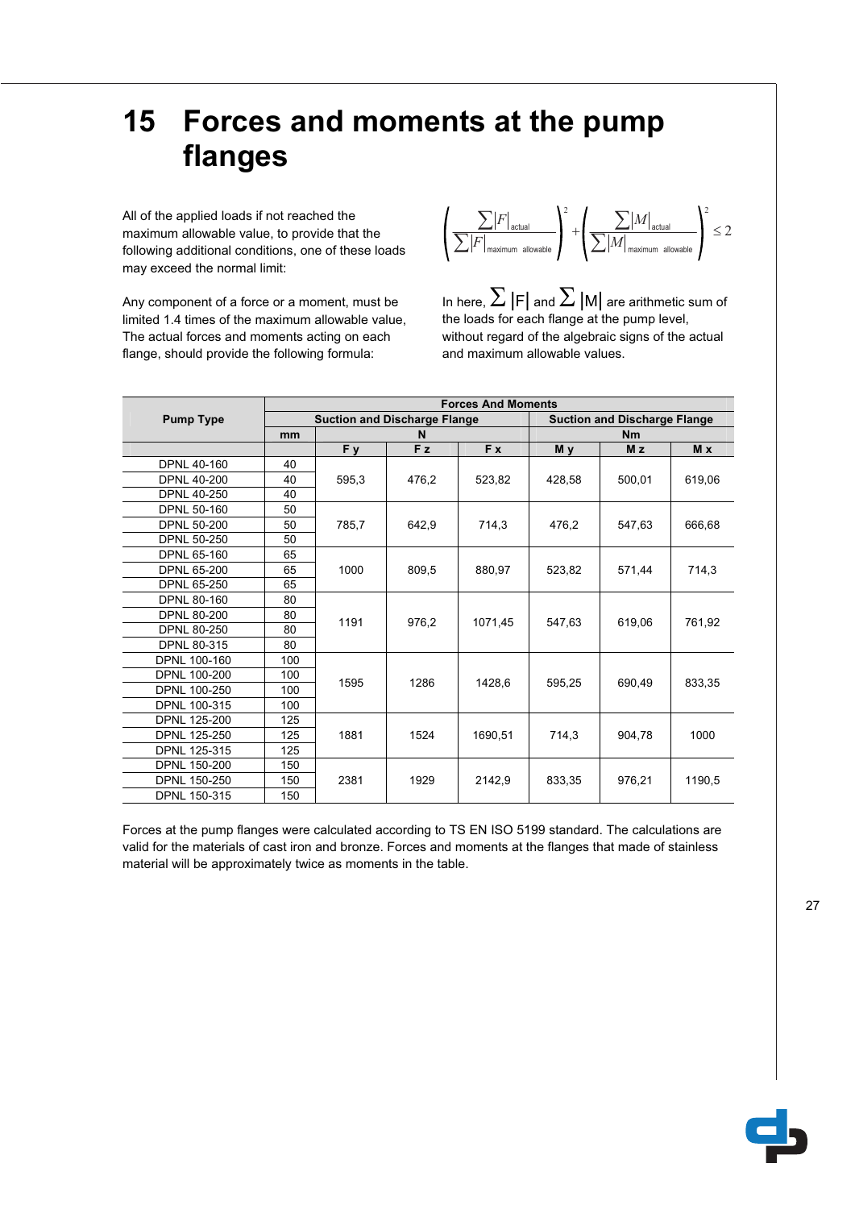# 15 Forces and moments at the pump flanges

All of the applied loads if not reached the maximum allowable value, to provide that the following additional conditions, one of these loads may exceed the normal limit:

Any component of a force or a moment, must be limited 1.4 times of the maximum allowable value, The actual forces and moments acting on each flange, should provide the following formula:

$$\left(\frac{\sum|F|_{\text{actual}}}{\sum|F|_{\text{maximum allowable}}}\right)^2 + \left(\frac{\sum|M|_{\text{actual}}}{\sum|M|_{\text{maximum allowable}}}\right)^2 \leq 2$$

In here, $\sum|F|$ and $\sum|M|$ are arithmetic sum of the loads for each flange at the pump level, without regard of the algebraic signs of the actual and maximum allowable values.

| Pump Type | Forces And Moments | | | | | | |
|---|---|---|---|---|---|---|---|
| | Suction and Discharge Flange | | | | Suction and Discharge Flange | | |
| | mm | N | | | Nm | | |
| | | F y | F z | F x | M y | M z | M x |
| DPNL 40-160 | 40 | 595,3 | 476,2 | 523,82 | 428,58 | 500,01 | 619,06 |
| DPNL 40-200 | 40 | | | | | | |
| DPNL 40-250 | 40 | | | | | | |
| DPNL 50-160 | 50 | 785,7 | 642,9 | 714,3 | 476,2 | 547,63 | 666,68 |
| DPNL 50-200 | 50 | | | | | | |
| DPNL 50-250 | 50 | | | | | | |
| DPNL 65-160 | 65 | 1000 | 809,5 | 880,97 | 523,82 | 571,44 | 714,3 |
| DPNL 65-200 | 65 | | | | | | |
| DPNL 65-250 | 65 | | | | | | |
| DPNL 80-160 | 80 | 1191 | 976,2 | 1071,45 | 547,63 | 619,06 | 761,92 |
| DPNL 80-200 | 80 | | | | | | |
| DPNL 80-250 | 80 | | | | | | |
| DPNL 80-315 | 80 | | | | | | |
| DPNL 100-160 | 100 | 1595 | 1286 | 1428,6 | 595,25 | 690,49 | 833,35 |
| DPNL 100-200 | 100 | | | | | | |
| DPNL 100-250 | 100 | | | | | | |
| DPNL 100-315 | 100 | | | | | | |
| DPNL 125-200 | 125 | 1881 | 1524 | 1690,51 | 714,3 | 904,78 | 1000 |
| DPNL 125-250 | 125 | | | | | | |
| DPNL 125-315 | 125 | | | | | | |
| DPNL 150-200 | 150 | 2381 | 1929 | 2142,9 | 833,35 | 976,21 | 1190,5 |
| DPNL 150-250 | 150 | | | | | | |
| DPNL 150-315 | 150 | | | | | | |

Forces at the pump flanges were calculated according to TS EN ISO 5199 standard. The calculations are valid for the materials of cast iron and bronze. Forces and moments at the flanges that made of stainless material will be approximately twice as moments in the table.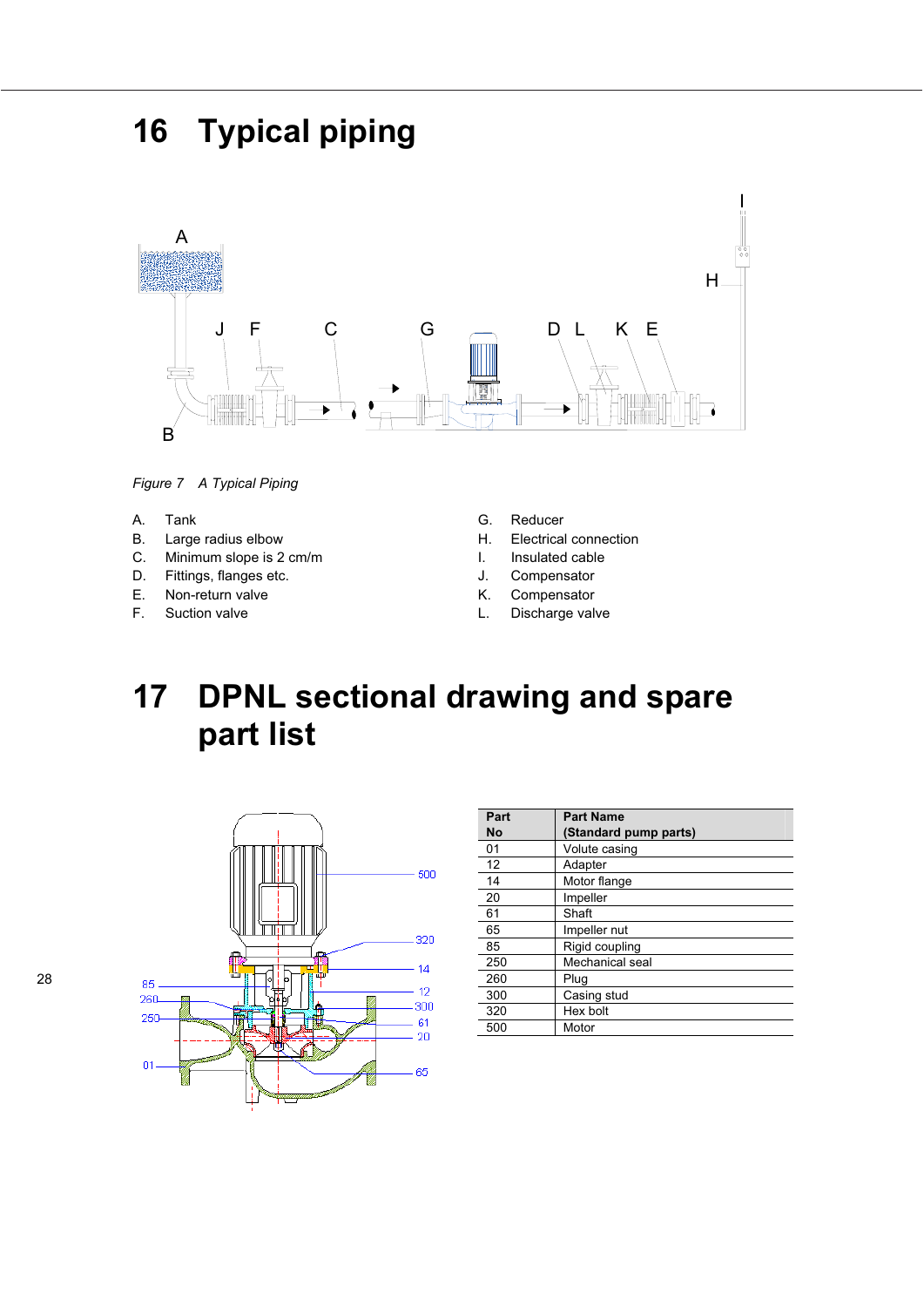# 16 Typical piping

*Figure 7 A Typical Piping*

A. Tank
B. Large radius elbow
C. Minimum slope is 2 cm/m
D. Fittings, flanges etc.
E. Non-return valve
F. Suction valve
G. Reducer
H. Electrical connection
I. Insulated cable
J. Compensator
K. Compensator
L. Discharge valve

# 17 DPNL sectional drawing and spare part list

| Part No | Part Name (Standard pump parts) |
|---|---|
| 01 | Volute casing |
| 12 | Adapter |
| 14 | Motor flange |
| 20 | Impeller |
| 61 | Shaft |
| 65 | Impeller nut |
| 85 | Rigid coupling |
| 250 | Mechanical seal |
| 260 | Plug |
| 300 | Casing stud |
| 320 | Hex bolt |
| 500 | Motor |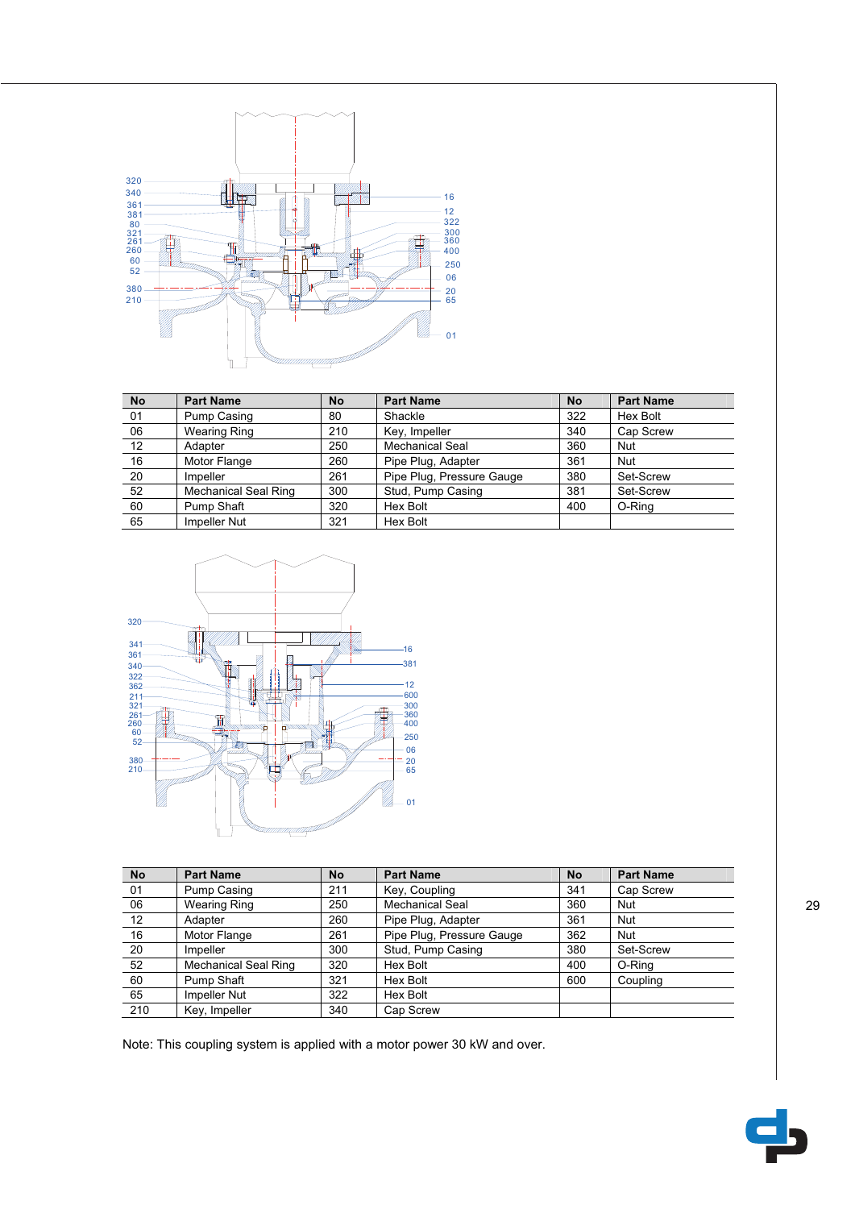| No | Part Name | No | Part Name | No | Part Name |
|---|---|---|---|---|---|
| 01 | Pump Casing | 80 | Shackle | 322 | Hex Bolt |
| 06 | Wearing Ring | 210 | Key, Impeller | 340 | Cap Screw |
| 12 | Adapter | 250 | Mechanical Seal | 360 | Nut |
| 16 | Motor Flange | 260 | Pipe Plug, Adapter | 361 | Nut |
| 20 | Impeller | 261 | Pipe Plug, Pressure Gauge | 380 | Set-Screw |
| 52 | Mechanical Seal Ring | 300 | Stud, Pump Casing | 381 | Set-Screw |
| 60 | Pump Shaft | 320 | Hex Bolt | 400 | O-Ring |
| 65 | Impeller Nut | 321 | Hex Bolt | | |

| No | Part Name | No | Part Name | No | Part Name |
|---|---|---|---|---|---|
| 01 | Pump Casing | 211 | Key, Coupling | 341 | Cap Screw |
| 06 | Wearing Ring | 250 | Mechanical Seal | 360 | Nut |
| 12 | Adapter | 260 | Pipe Plug, Adapter | 361 | Nut |
| 16 | Motor Flange | 261 | Pipe Plug, Pressure Gauge | 362 | Nut |
| 20 | Impeller | 300 | Stud, Pump Casing | 380 | Set-Screw |
| 52 | Mechanical Seal Ring | 320 | Hex Bolt | 400 | O-Ring |
| 60 | Pump Shaft | 321 | Hex Bolt | 600 | Coupling |
| 65 | Impeller Nut | 322 | Hex Bolt | | |
| 210 | Key, Impeller | 340 | Cap Screw | | |

Note: This coupling system is applied with a motor power 30 kW and over.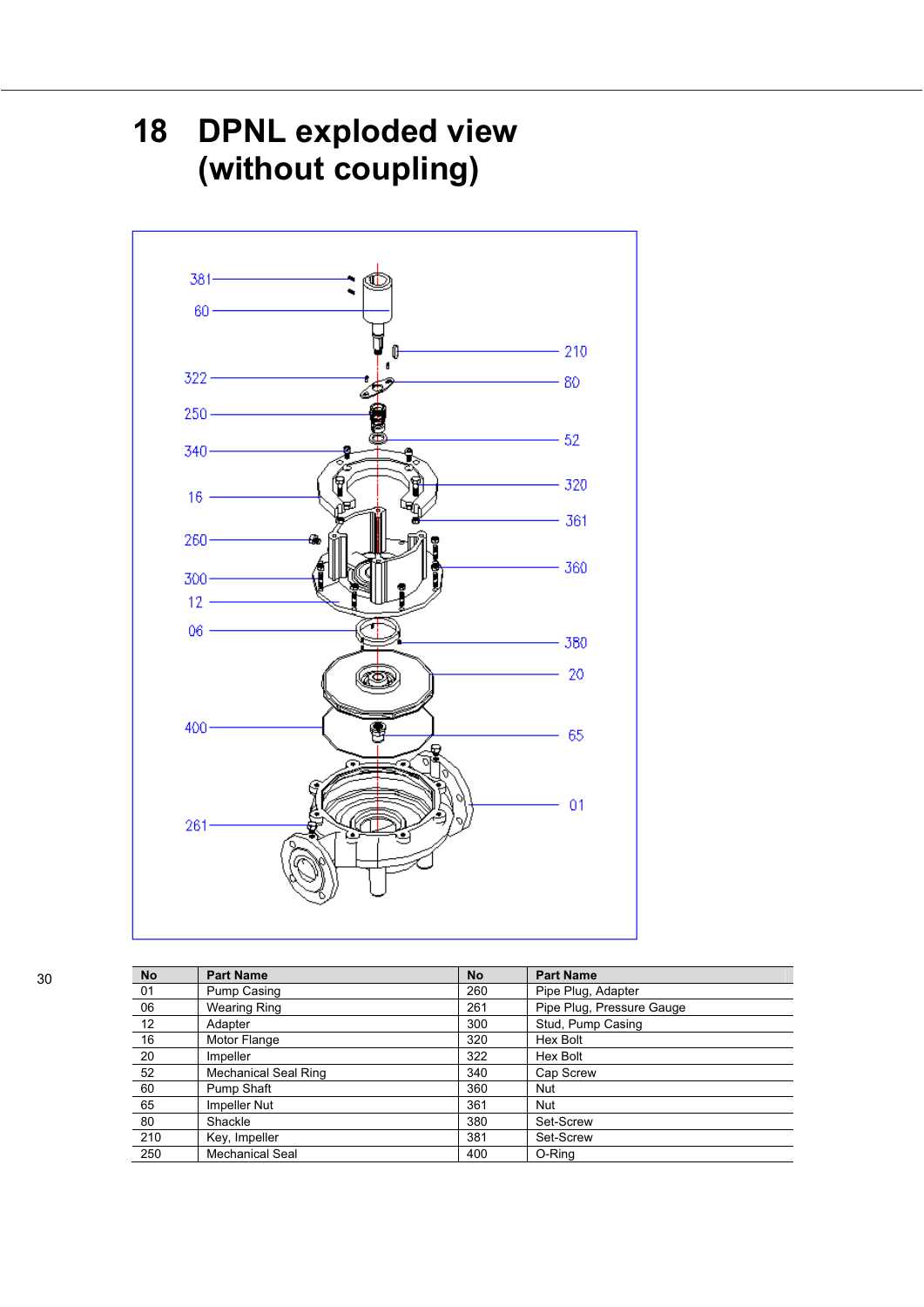# 18 DPNL exploded view (without coupling)

| No | Part Name | No | Part Name |
|---|---|---|---|
| 01 | Pump Casing | 260 | Pipe Plug, Adapter |
| 06 | Wearing Ring | 261 | Pipe Plug, Pressure Gauge |
| 12 | Adapter | 300 | Stud, Pump Casing |
| 16 | Motor Flange | 320 | Hex Bolt |
| 20 | Impeller | 322 | Hex Bolt |
| 52 | Mechanical Seal Ring | 340 | Cap Screw |
| 60 | Pump Shaft | 360 | Nut |
| 65 | Impeller Nut | 361 | Nut |
| 80 | Shackle | 380 | Set-Screw |
| 210 | Key, Impeller | 381 | Set-Screw |
| 250 | Mechanical Seal | 400 | O-Ring |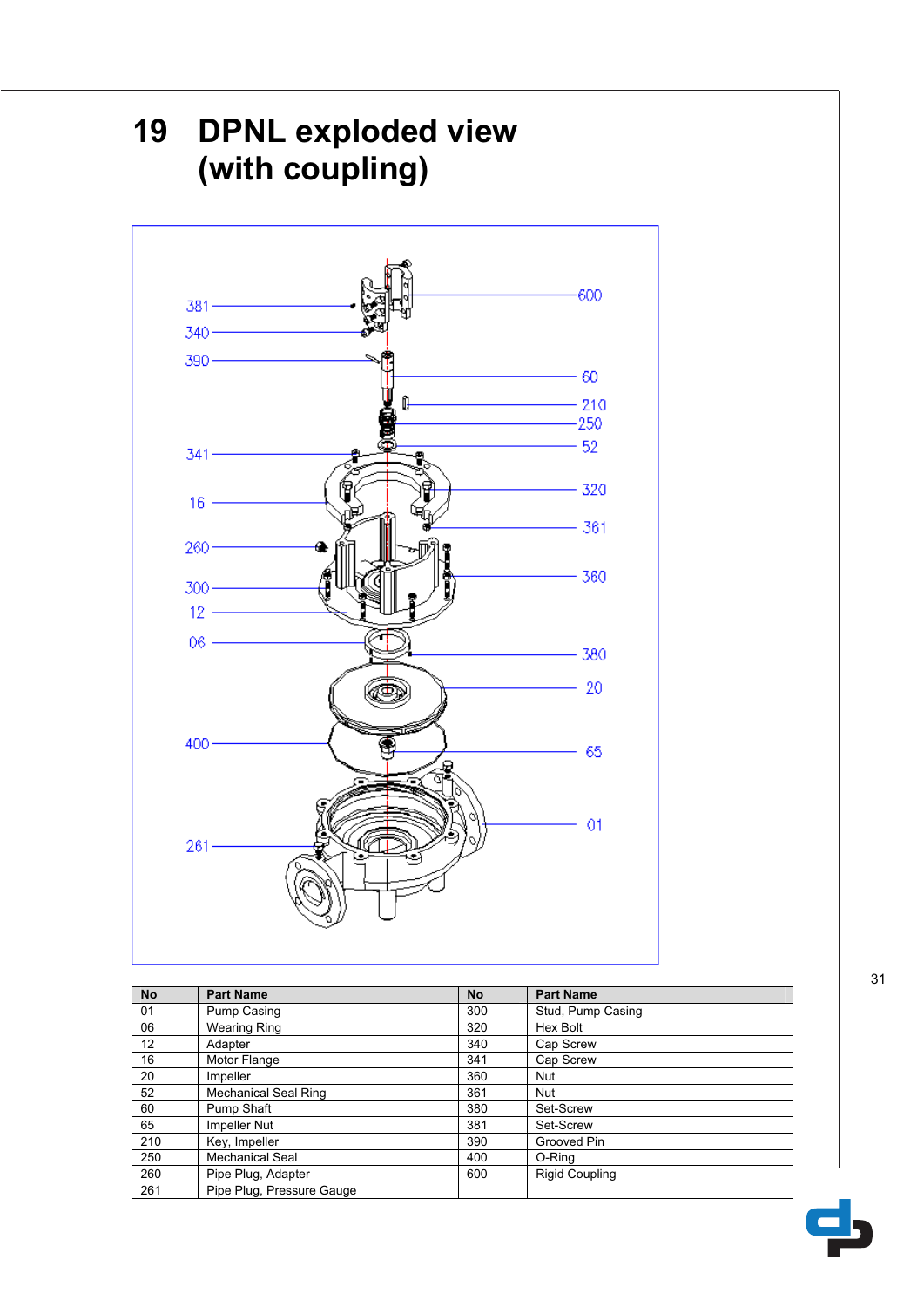# 19 DPNL exploded view (with coupling)

| No | Part Name | No | Part Name |
|---|---|---|---|
| 01 | Pump Casing | 300 | Stud, Pump Casing |
| 06 | Wearing Ring | 320 | Hex Bolt |
| 12 | Adapter | 340 | Cap Screw |
| 16 | Motor Flange | 341 | Cap Screw |
| 20 | Impeller | 360 | Nut |
| 52 | Mechanical Seal Ring | 361 | Nut |
| 60 | Pump Shaft | 380 | Set-Screw |
| 65 | Impeller Nut | 381 | Set-Screw |
| 210 | Key, Impeller | 390 | Grooved Pin |
| 250 | Mechanical Seal | 400 | O-Ring |
| 260 | Pipe Plug, Adapter | 600 | Rigid Coupling |
| 261 | Pipe Plug, Pressure Gauge | | |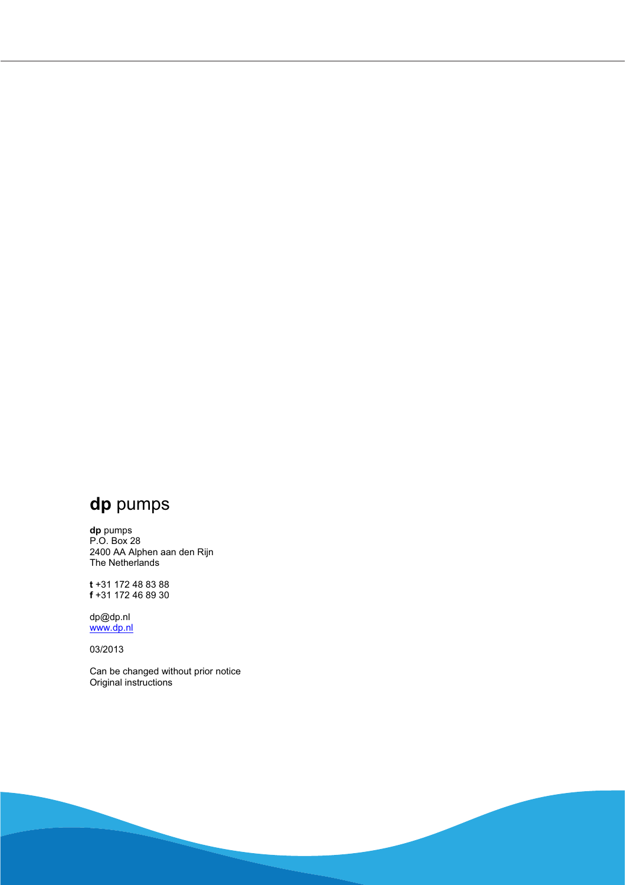# **dp** pumps

**dp** pumps
P.O. Box 28
2400 AA Alphen aan den Rijn
The Netherlands

**t** +31 172 48 83 88
**f** +31 172 46 89 30

dp@dp.nl
www.dp.nl

03/2013

Can be changed without prior notice
Original instructions